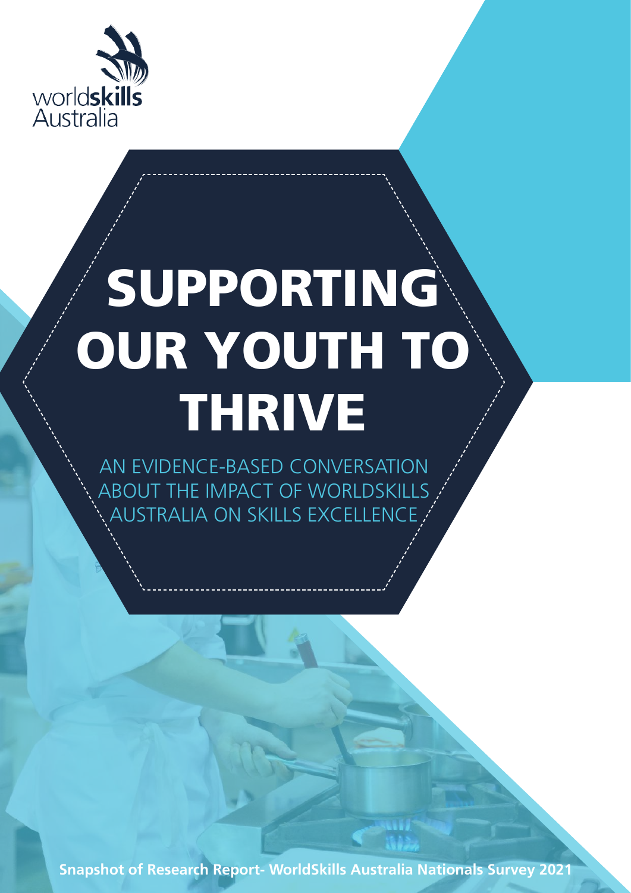worldskills Australia

# SUPPORTING OUR YOUTH TO THRIVE

AN EVIDENCE-BASED CONVERSATION ABOUT THE IMPACT OF WORLDSKILLS AUSTRALIA ON SKILLS EXCELLENCE

**Snapshot of Research Report- WorldSkills Australia Nationals Survey 2021**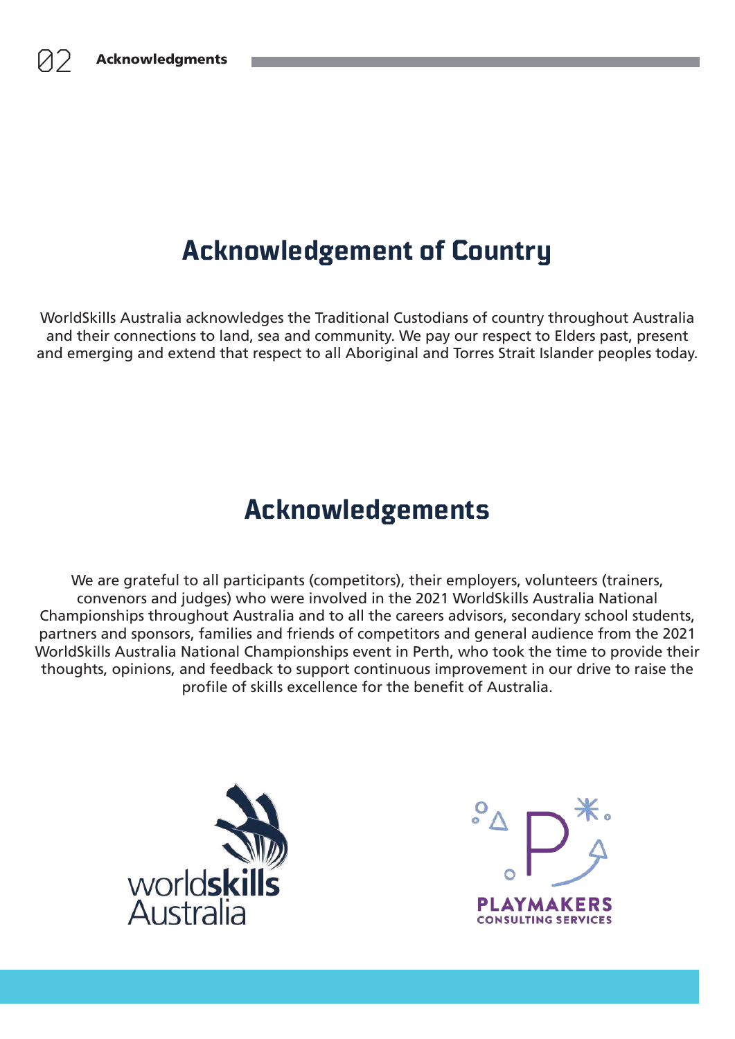# Acknowledgement of Country

WorldSkills Australia acknowledges the Traditional Custodians of country throughout Australia and their connections to land, sea and community. We pay our respect to Elders past, present and emerging and extend that respect to all Aboriginal and Torres Strait Islander peoples today.

# Acknowledgements

We are grateful to all participants (competitors), their employers, volunteers (trainers, convenors and judges) who were involved in the 2021 WorldSkills Australia National Championships throughout Australia and to all the careers advisors, secondary school students, partners and sponsors, families and friends of competitors and general audience from the 2021 WorldSkills Australia National Championships event in Perth, who took the time to provide their thoughts, opinions, and feedback to support continuous improvement in our drive to raise the profile of skills excellence for the benefit of Australia.

worldskills Australia

PLAYMAKERS CONSULTING SERVICES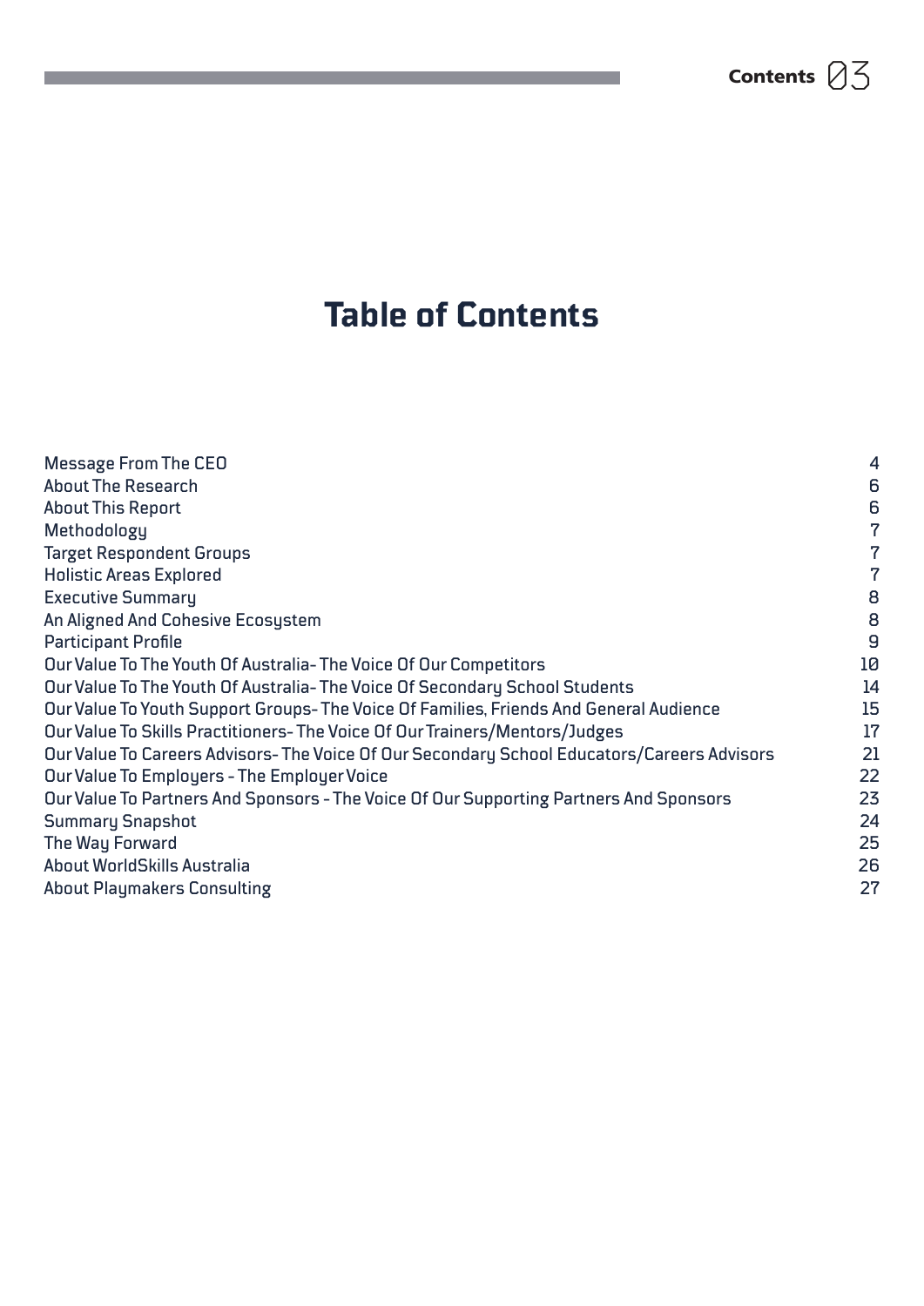# Table of Contents

| | |
|---|---|
| Message From The CEO | 4 |
| About The Research | 6 |
| About This Report | 6 |
| Methodology | 7 |
| Target Respondent Groups | 7 |
| Holistic Areas Explored | 7 |
| Executive Summary | 8 |
| An Aligned And Cohesive Ecosystem | 8 |
| Participant Profile | 9 |
| Our Value To The Youth Of Australia- The Voice Of Our Competitors | 10 |
| Our Value To The Youth Of Australia- The Voice Of Secondary School Students | 14 |
| Our Value To Youth Support Groups- The Voice Of Families, Friends And General Audience | 15 |
| Our Value To Skills Practitioners- The Voice Of Our Trainers/Mentors/Judges | 17 |
| Our Value To Careers Advisors- The Voice Of Our Secondary School Educators/Careers Advisors | 21 |
| Our Value To Employers - The Employer Voice | 22 |
| Our Value To Partners And Sponsors - The Voice Of Our Supporting Partners And Sponsors | 23 |
| Summary Snapshot | 24 |
| The Way Forward | 25 |
| About WorldSkills Australia | 26 |
| About Playmakers Consulting | 27 |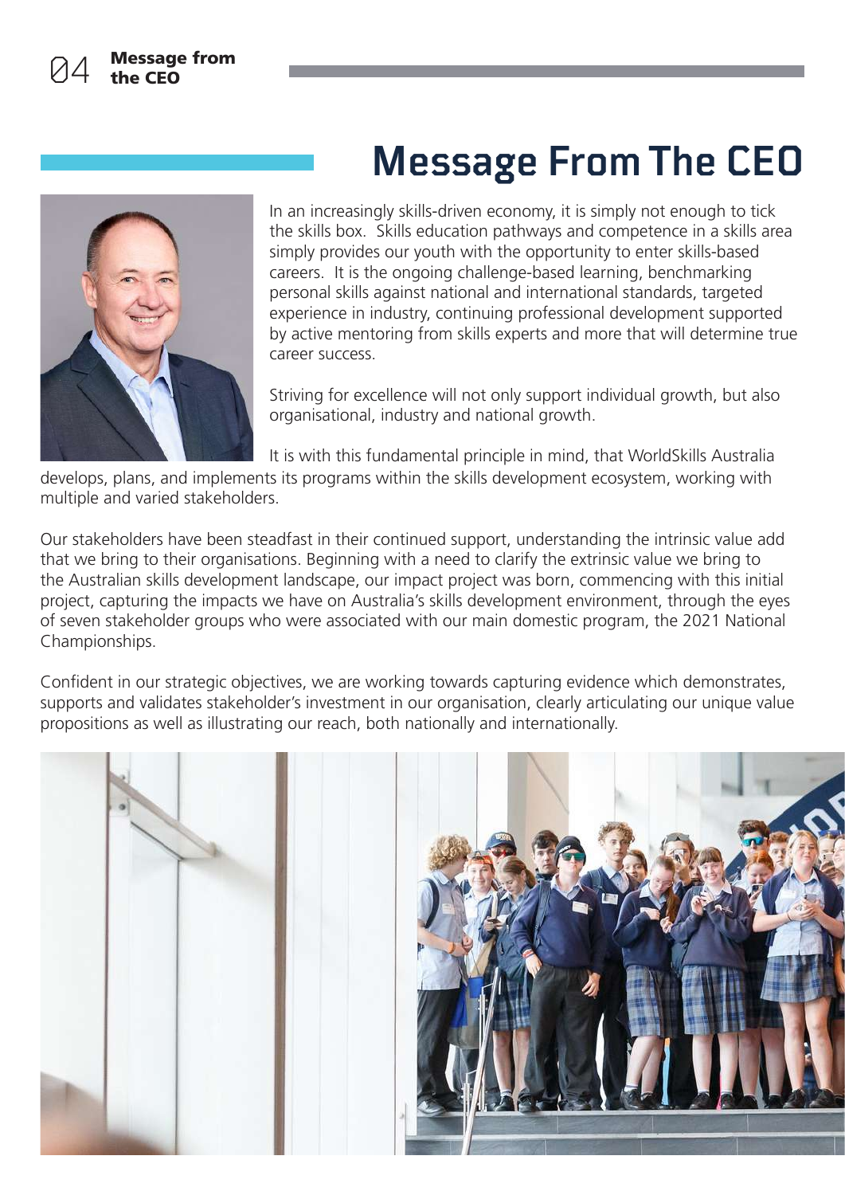# Message From The CEO

In an increasingly skills-driven economy, it is simply not enough to tick the skills box. Skills education pathways and competence in a skills area simply provides our youth with the opportunity to enter skills-based careers. It is the ongoing challenge-based learning, benchmarking personal skills against national and international standards, targeted experience in industry, continuing professional development supported by active mentoring from skills experts and more that will determine true career success.

Striving for excellence will not only support individual growth, but also organisational, industry and national growth.

It is with this fundamental principle in mind, that WorldSkills Australia develops, plans, and implements its programs within the skills development ecosystem, working with multiple and varied stakeholders.

Our stakeholders have been steadfast in their continued support, understanding the intrinsic value add that we bring to their organisations. Beginning with a need to clarify the extrinsic value we bring to the Australian skills development landscape, our impact project was born, commencing with this initial project, capturing the impacts we have on Australia's skills development environment, through the eyes of seven stakeholder groups who were associated with our main domestic program, the 2021 National Championships.

Confident in our strategic objectives, we are working towards capturing evidence which demonstrates, supports and validates stakeholder's investment in our organisation, clearly articulating our unique value propositions as well as illustrating our reach, both nationally and internationally.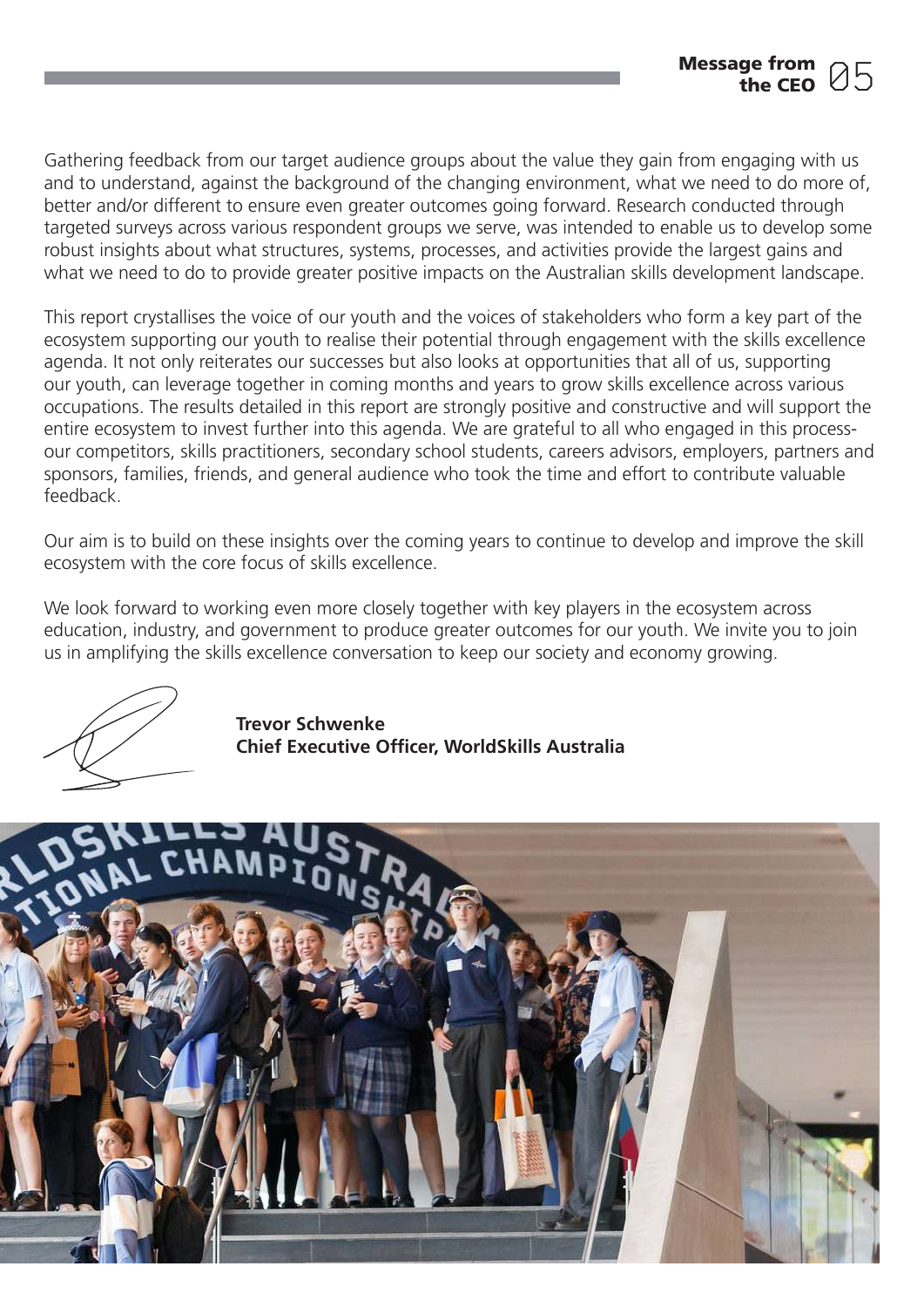Gathering feedback from our target audience groups about the value they gain from engaging with us and to understand, against the background of the changing environment, what we need to do more of, better and/or different to ensure even greater outcomes going forward. Research conducted through targeted surveys across various respondent groups we serve, was intended to enable us to develop some robust insights about what structures, systems, processes, and activities provide the largest gains and what we need to do to provide greater positive impacts on the Australian skills development landscape.

This report crystallises the voice of our youth and the voices of stakeholders who form a key part of the ecosystem supporting our youth to realise their potential through engagement with the skills excellence agenda. It not only reiterates our successes but also looks at opportunities that all of us, supporting our youth, can leverage together in coming months and years to grow skills excellence across various occupations. The results detailed in this report are strongly positive and constructive and will support the entire ecosystem to invest further into this agenda. We are grateful to all who engaged in this process- our competitors, skills practitioners, secondary school students, careers advisors, employers, partners and sponsors, families, friends, and general audience who took the time and effort to contribute valuable feedback.

Our aim is to build on these insights over the coming years to continue to develop and improve the skill ecosystem with the core focus of skills excellence.

We look forward to working even more closely together with key players in the ecosystem across education, industry, and government to produce greater outcomes for our youth. We invite you to join us in amplifying the skills excellence conversation to keep our society and economy growing.

**Trevor Schwenke**
**Chief Executive Officer, WorldSkills Australia**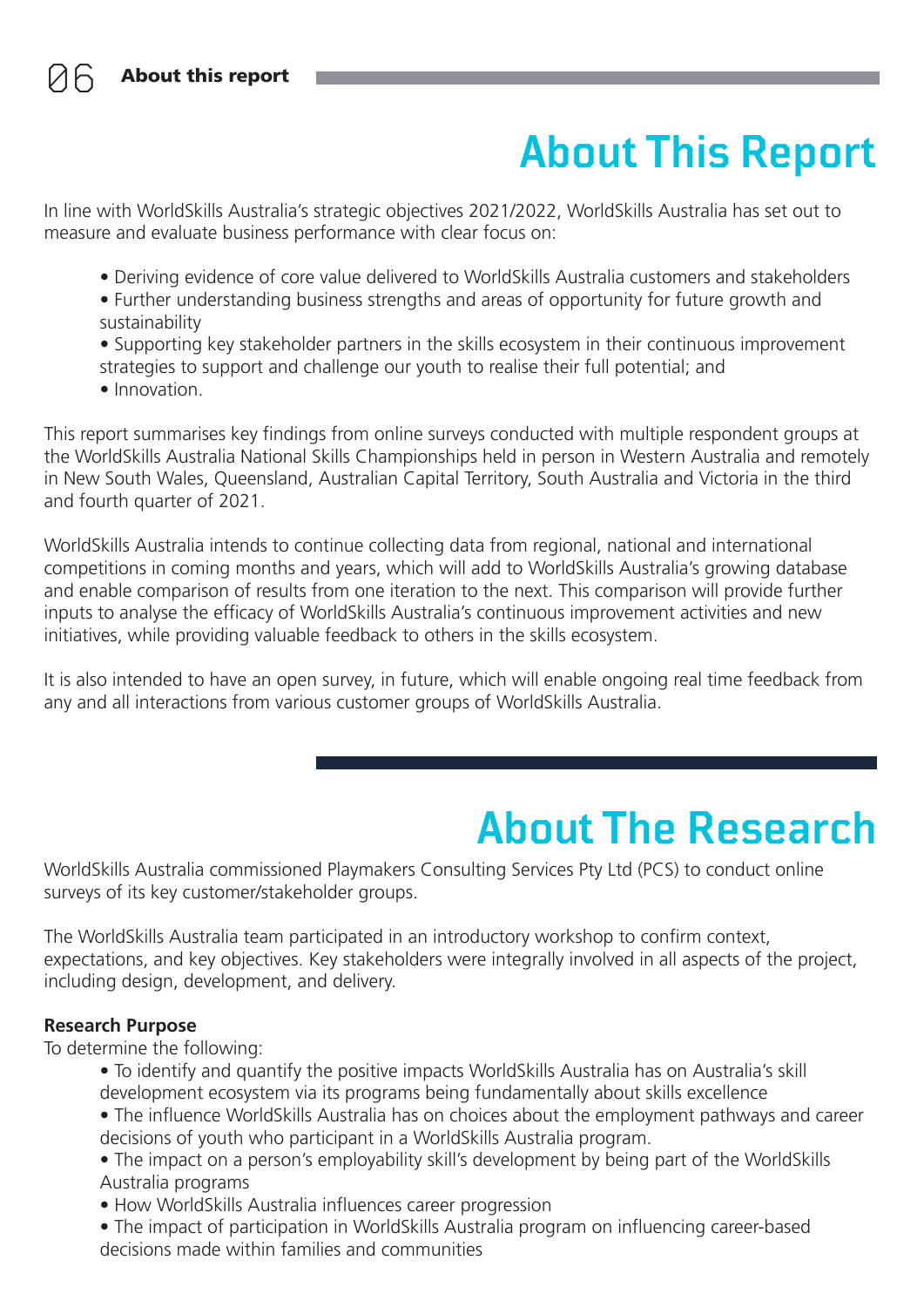# About This Report

In line with WorldSkills Australia's strategic objectives 2021/2022, WorldSkills Australia has set out to measure and evaluate business performance with clear focus on:

- Deriving evidence of core value delivered to WorldSkills Australia customers and stakeholders
- Further understanding business strengths and areas of opportunity for future growth and sustainability
- Supporting key stakeholder partners in the skills ecosystem in their continuous improvement strategies to support and challenge our youth to realise their full potential; and
- Innovation.

This report summarises key findings from online surveys conducted with multiple respondent groups at the WorldSkills Australia National Skills Championships held in person in Western Australia and remotely in New South Wales, Queensland, Australian Capital Territory, South Australia and Victoria in the third and fourth quarter of 2021.

WorldSkills Australia intends to continue collecting data from regional, national and international competitions in coming months and years, which will add to WorldSkills Australia's growing database and enable comparison of results from one iteration to the next. This comparison will provide further inputs to analyse the efficacy of WorldSkills Australia's continuous improvement activities and new initiatives, while providing valuable feedback to others in the skills ecosystem.

It is also intended to have an open survey, in future, which will enable ongoing real time feedback from any and all interactions from various customer groups of WorldSkills Australia.

# About The Research

WorldSkills Australia commissioned Playmakers Consulting Services Pty Ltd (PCS) to conduct online surveys of its key customer/stakeholder groups.

The WorldSkills Australia team participated in an introductory workshop to confirm context, expectations, and key objectives. Key stakeholders were integrally involved in all aspects of the project, including design, development, and delivery.

**Research Purpose**

To determine the following:

- To identify and quantify the positive impacts WorldSkills Australia has on Australia's skill development ecosystem via its programs being fundamentally about skills excellence
- The influence WorldSkills Australia has on choices about the employment pathways and career decisions of youth who participant in a WorldSkills Australia program.
- The impact on a person's employability skill's development by being part of the WorldSkills Australia programs
- How WorldSkills Australia influences career progression
- The impact of participation in WorldSkills Australia program on influencing career-based decisions made within families and communities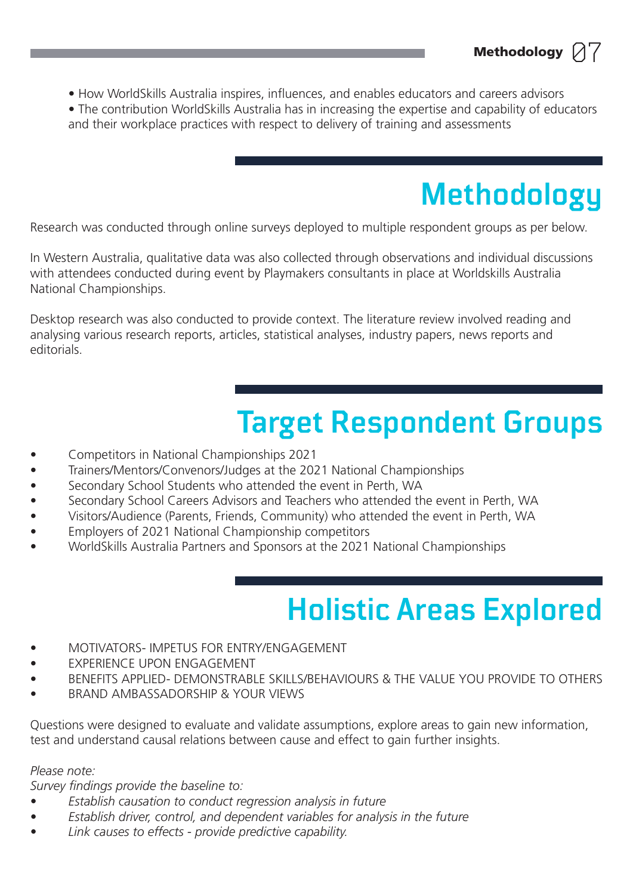- How WorldSkills Australia inspires, influences, and enables educators and careers advisors
- The contribution WorldSkills Australia has in increasing the expertise and capability of educators and their workplace practices with respect to delivery of training and assessments

# Methodology

Research was conducted through online surveys deployed to multiple respondent groups as per below.

In Western Australia, qualitative data was also collected through observations and individual discussions with attendees conducted during event by Playmakers consultants in place at Worldskills Australia National Championships.

Desktop research was also conducted to provide context. The literature review involved reading and analysing various research reports, articles, statistical analyses, industry papers, news reports and editorials.

# Target Respondent Groups

- Competitors in National Championships 2021
- Trainers/Mentors/Convenors/Judges at the 2021 National Championships
- Secondary School Students who attended the event in Perth, WA
- Secondary School Careers Advisors and Teachers who attended the event in Perth, WA
- Visitors/Audience (Parents, Friends, Community) who attended the event in Perth, WA
- Employers of 2021 National Championship competitors
- WorldSkills Australia Partners and Sponsors at the 2021 National Championships

# Holistic Areas Explored

- MOTIVATORS- IMPETUS FOR ENTRY/ENGAGEMENT
- EXPERIENCE UPON ENGAGEMENT
- BENEFITS APPLIED- DEMONSTRABLE SKILLS/BEHAVIOURS & THE VALUE YOU PROVIDE TO OTHERS
- BRAND AMBASSADORSHIP & YOUR VIEWS

Questions were designed to evaluate and validate assumptions, explore areas to gain new information, test and understand causal relations between cause and effect to gain further insights.

*Please note:*
*Survey findings provide the baseline to:*

- *Establish causation to conduct regression analysis in future*
- *Establish driver, control, and dependent variables for analysis in the future*
- *Link causes to effects - provide predictive capability.*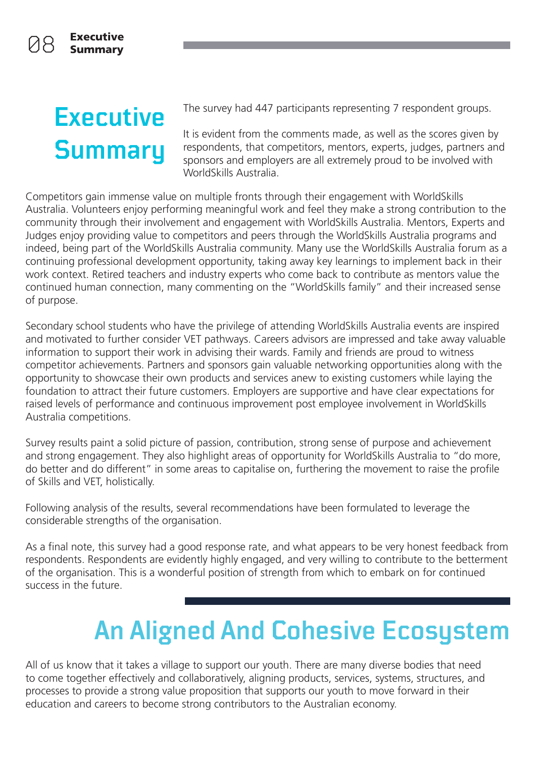# Executive Summary

The survey had 447 participants representing 7 respondent groups.

It is evident from the comments made, as well as the scores given by respondents, that competitors, mentors, experts, judges, partners and sponsors and employers are all extremely proud to be involved with WorldSkills Australia.

Competitors gain immense value on multiple fronts through their engagement with WorldSkills Australia. Volunteers enjoy performing meaningful work and feel they make a strong contribution to the community through their involvement and engagement with WorldSkills Australia. Mentors, Experts and Judges enjoy providing value to competitors and peers through the WorldSkills Australia programs and indeed, being part of the WorldSkills Australia community. Many use the WorldSkills Australia forum as a continuing professional development opportunity, taking away key learnings to implement back in their work context. Retired teachers and industry experts who come back to contribute as mentors value the continued human connection, many commenting on the "WorldSkills family" and their increased sense of purpose.

Secondary school students who have the privilege of attending WorldSkills Australia events are inspired and motivated to further consider VET pathways. Careers advisors are impressed and take away valuable information to support their work in advising their wards. Family and friends are proud to witness competitor achievements. Partners and sponsors gain valuable networking opportunities along with the opportunity to showcase their own products and services anew to existing customers while laying the foundation to attract their future customers. Employers are supportive and have clear expectations for raised levels of performance and continuous improvement post employee involvement in WorldSkills Australia competitions.

Survey results paint a solid picture of passion, contribution, strong sense of purpose and achievement and strong engagement. They also highlight areas of opportunity for WorldSkills Australia to "do more, do better and do different" in some areas to capitalise on, furthering the movement to raise the profile of Skills and VET, holistically.

Following analysis of the results, several recommendations have been formulated to leverage the considerable strengths of the organisation.

As a final note, this survey had a good response rate, and what appears to be very honest feedback from respondents. Respondents are evidently highly engaged, and very willing to contribute to the betterment of the organisation. This is a wonderful position of strength from which to embark on for continued success in the future.

## An Aligned And Cohesive Ecosystem

All of us know that it takes a village to support our youth. There are many diverse bodies that need to come together effectively and collaboratively, aligning products, services, systems, structures, and processes to provide a strong value proposition that supports our youth to move forward in their education and careers to become strong contributors to the Australian economy.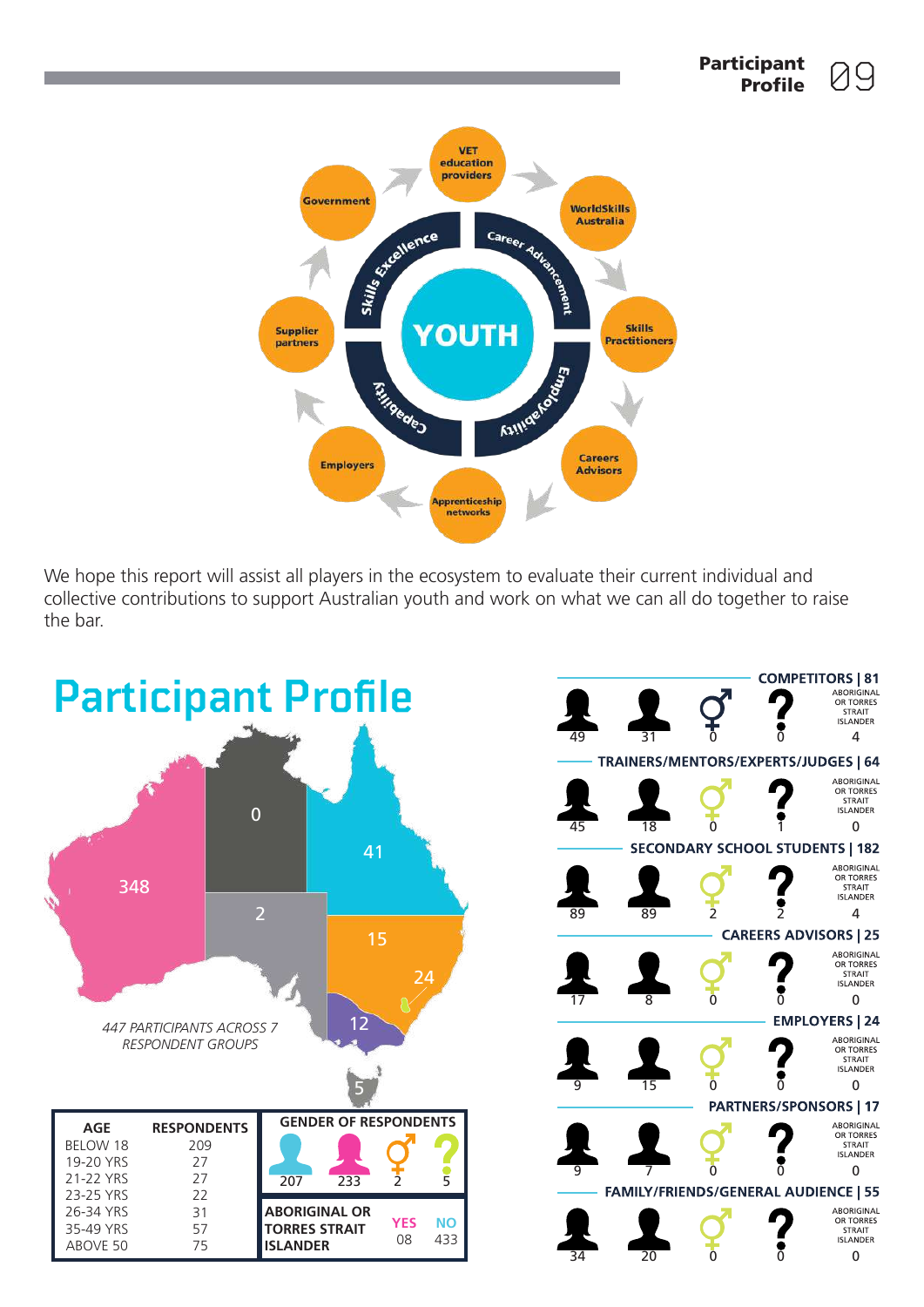We hope this report will assist all players in the ecosystem to evaluate their current individual and collective contributions to support Australian youth and work on what we can all do together to raise the bar.

# Participant Profile

447 PARTICIPANTS ACROSS 7 RESPONDENT GROUPS

| AGE | RESPONDENTS |
|---|---|
| BELOW 18 | 209 |
| 19-20 YRS | 27 |
| 21-22 YRS | 27 |
| 23-25 YRS | 22 |
| 26-34 YRS | 31 |
| 35-49 YRS | 57 |
| ABOVE 50 | 75 |

**GENDER OF RESPONDENTS**

| Male | Female | Other | Unspecified |
|---|---|---|---|
| 207 | 233 | 2 | 5 |

| ABORIGINAL OR TORRES STRAIT ISLANDER | YES | NO |
|---|---|---|
| | 08 | 433 |

| Group | Total | Male | Female | Other | Unspecified | Aboriginal or Torres Strait Islander |
|---|---|---|---|---|---|---|
| COMPETITORS | 81 | 49 | 31 | 0 | 0 | 4 |
| TRAINERS/MENTORS/EXPERTS/JUDGES | 64 | 45 | 18 | 0 | 1 | 0 |
| SECONDARY SCHOOL STUDENTS | 182 | 89 | 89 | 2 | 2 | 4 |
| CAREERS ADVISORS | 25 | 17 | 8 | 0 | 0 | 0 |
| EMPLOYERS | 24 | 9 | 15 | 0 | 0 | 0 |
| PARTNERS/SPONSORS | 17 | 9 | 7 | 0 | 0 | 0 |
| FAMILY/FRIENDS/GENERAL AUDIENCE | 55 | 34 | 20 | 0 | 0 | 0 |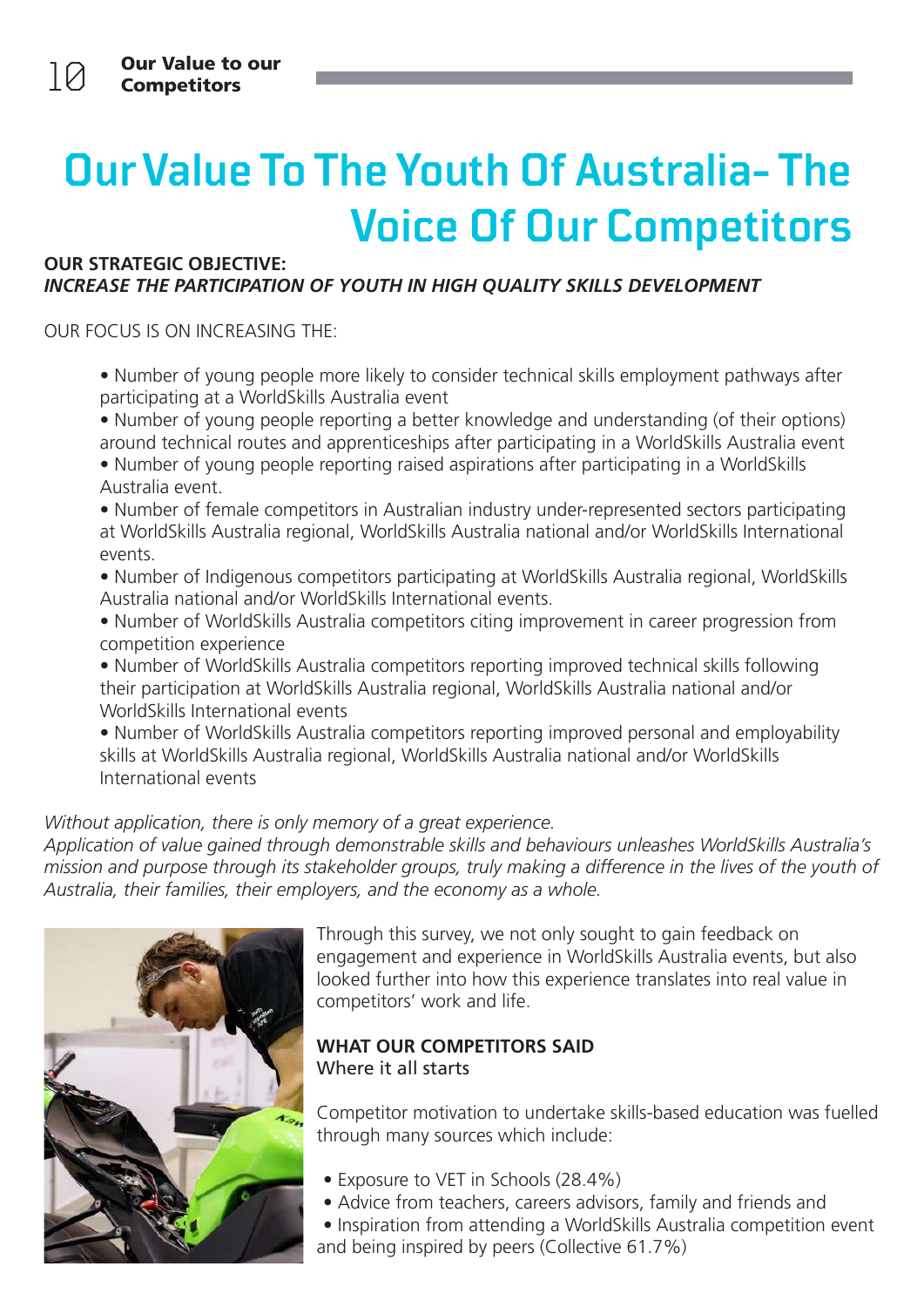# Our Value To The Youth Of Australia- The Voice Of Our Competitors

**OUR STRATEGIC OBJECTIVE:**
***INCREASE THE PARTICIPATION OF YOUTH IN HIGH QUALITY SKILLS DEVELOPMENT***

OUR FOCUS IS ON INCREASING THE:

- Number of young people more likely to consider technical skills employment pathways after participating at a WorldSkills Australia event
- Number of young people reporting a better knowledge and understanding (of their options) around technical routes and apprenticeships after participating in a WorldSkills Australia event
- Number of young people reporting raised aspirations after participating in a WorldSkills Australia event.
- Number of female competitors in Australian industry under-represented sectors participating at WorldSkills Australia regional, WorldSkills Australia national and/or WorldSkills International events.
- Number of Indigenous competitors participating at WorldSkills Australia regional, WorldSkills Australia national and/or WorldSkills International events.
- Number of WorldSkills Australia competitors citing improvement in career progression from competition experience
- Number of WorldSkills Australia competitors reporting improved technical skills following their participation at WorldSkills Australia regional, WorldSkills Australia national and/or WorldSkills International events
- Number of WorldSkills Australia competitors reporting improved personal and employability skills at WorldSkills Australia regional, WorldSkills Australia national and/or WorldSkills International events

*Without application, there is only memory of a great experience.*
*Application of value gained through demonstrable skills and behaviours unleashes WorldSkills Australia's mission and purpose through its stakeholder groups, truly making a difference in the lives of the youth of Australia, their families, their employers, and the economy as a whole.*

Through this survey, we not only sought to gain feedback on engagement and experience in WorldSkills Australia events, but also looked further into how this experience translates into real value in competitors' work and life.

**WHAT OUR COMPETITORS SAID**
Where it all starts

Competitor motivation to undertake skills-based education was fuelled through many sources which include:

- Exposure to VET in Schools (28.4%)
- Advice from teachers, careers advisors, family and friends and
- Inspiration from attending a WorldSkills Australia competition event and being inspired by peers (Collective 61.7%)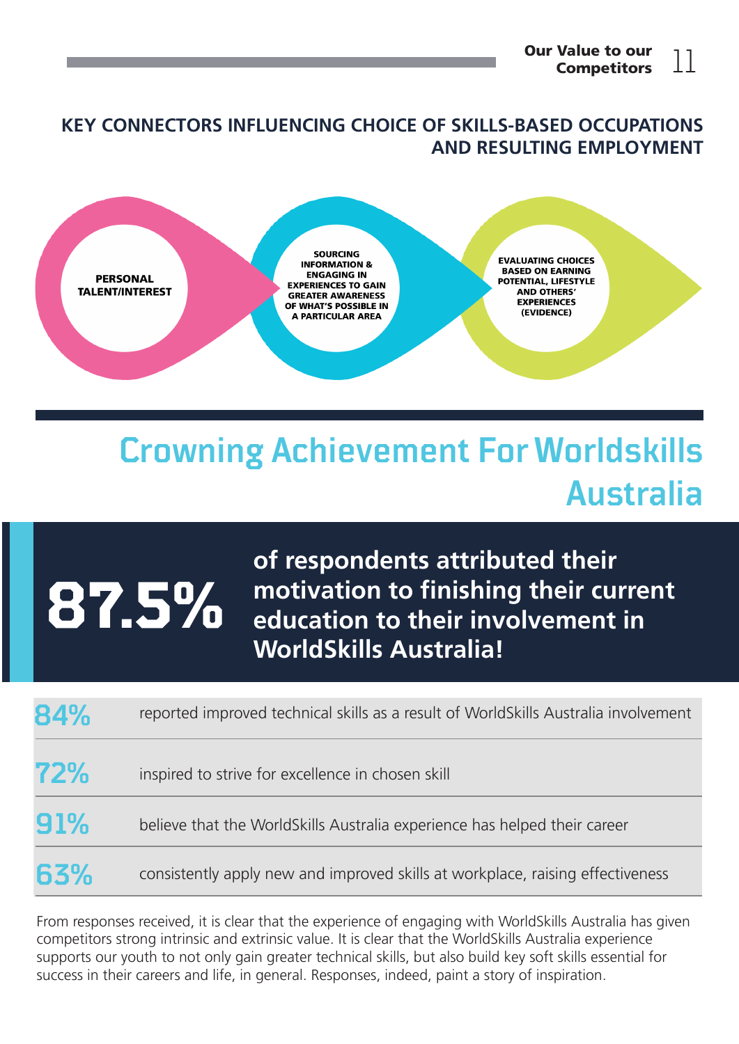## KEY CONNECTORS INFLUENCING CHOICE OF SKILLS-BASED OCCUPATIONS AND RESULTING EMPLOYMENT

- PERSONAL TALENT/INTEREST
- SOURCING INFORMATION & ENGAGING IN EXPERIENCES TO GAIN GREATER AWARENESS OF WHAT'S POSSIBLE IN A PARTICULAR AREA
- EVALUATING CHOICES BASED ON EARNING POTENTIAL, LIFESTYLE AND OTHERS' EXPERIENCES (EVIDENCE)

# Crowning Achievement For Worldskills Australia

**87.5%** **of respondents attributed their motivation to finishing their current education to their involvement in WorldSkills Australia!**

| | |
|---|---|
| **84%** | reported improved technical skills as a result of WorldSkills Australia involvement |
| **72%** | inspired to strive for excellence in chosen skill |
| **91%** | believe that the WorldSkills Australia experience has helped their career |
| **63%** | consistently apply new and improved skills at workplace, raising effectiveness |

From responses received, it is clear that the experience of engaging with WorldSkills Australia has given competitors strong intrinsic and extrinsic value. It is clear that the WorldSkills Australia experience supports our youth to not only gain greater technical skills, but also build key soft skills essential for success in their careers and life, in general. Responses, indeed, paint a story of inspiration.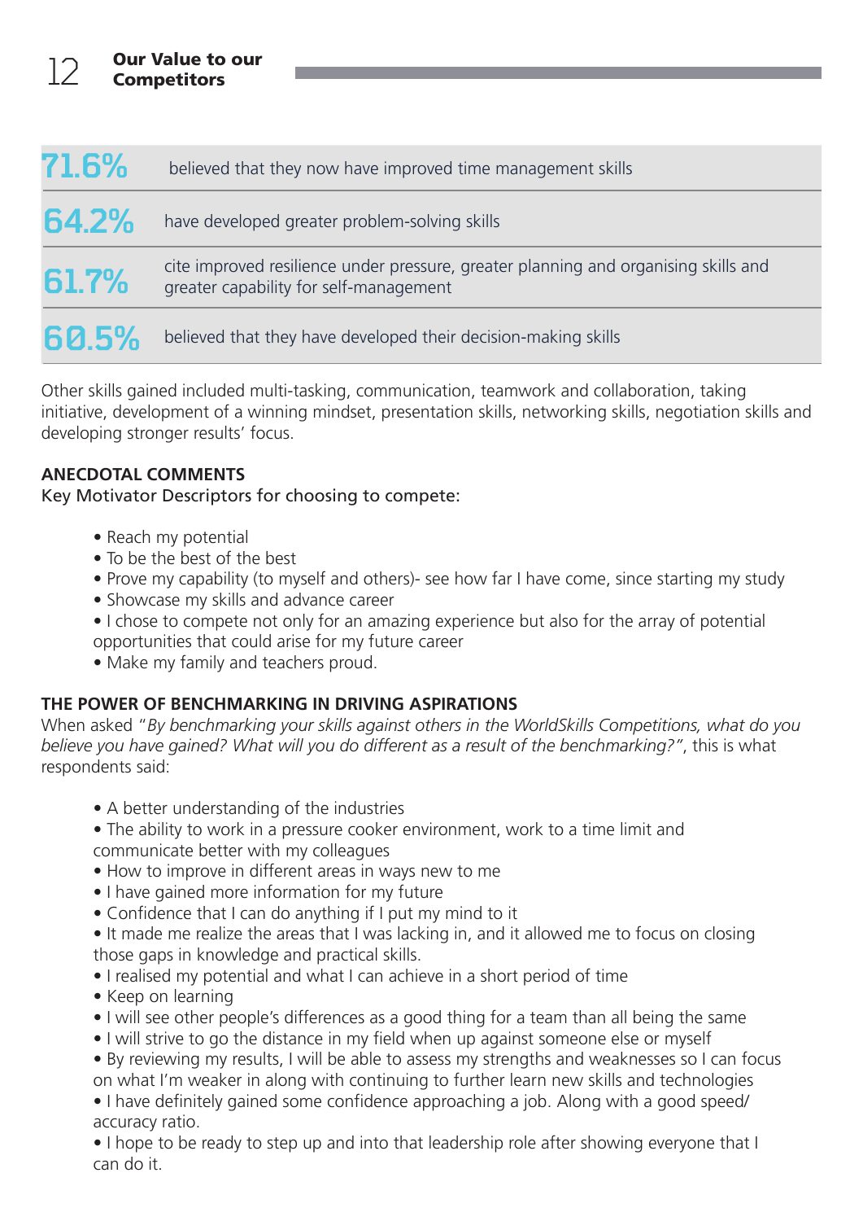## Our Value to our Competitors

| | |
|---|---|
| **71.6%** | believed that they now have improved time management skills |
| **64.2%** | have developed greater problem-solving skills |
| **61.7%** | cite improved resilience under pressure, greater planning and organising skills and greater capability for self-management |
| **60.5%** | believed that they have developed their decision-making skills |

Other skills gained included multi-tasking, communication, teamwork and collaboration, taking initiative, development of a winning mindset, presentation skills, networking skills, negotiation skills and developing stronger results' focus.

**ANECDOTAL COMMENTS**
Key Motivator Descriptors for choosing to compete:

- Reach my potential
- To be the best of the best
- Prove my capability (to myself and others)- see how far I have come, since starting my study
- Showcase my skills and advance career
- I chose to compete not only for an amazing experience but also for the array of potential opportunities that could arise for my future career
- Make my family and teachers proud.

**THE POWER OF BENCHMARKING IN DRIVING ASPIRATIONS**
When asked "*By benchmarking your skills against others in the WorldSkills Competitions, what do you believe you have gained? What will you do different as a result of the benchmarking?*", this is what respondents said:

- A better understanding of the industries
- The ability to work in a pressure cooker environment, work to a time limit and communicate better with my colleagues
- How to improve in different areas in ways new to me
- I have gained more information for my future
- Confidence that I can do anything if I put my mind to it
- It made me realize the areas that I was lacking in, and it allowed me to focus on closing those gaps in knowledge and practical skills.
- I realised my potential and what I can achieve in a short period of time
- Keep on learning
- I will see other people's differences as a good thing for a team than all being the same
- I will strive to go the distance in my field when up against someone else or myself
- By reviewing my results, I will be able to assess my strengths and weaknesses so I can focus on what I'm weaker in along with continuing to further learn new skills and technologies
- I have definitely gained some confidence approaching a job. Along with a good speed/accuracy ratio.
- I hope to be ready to step up and into that leadership role after showing everyone that I can do it.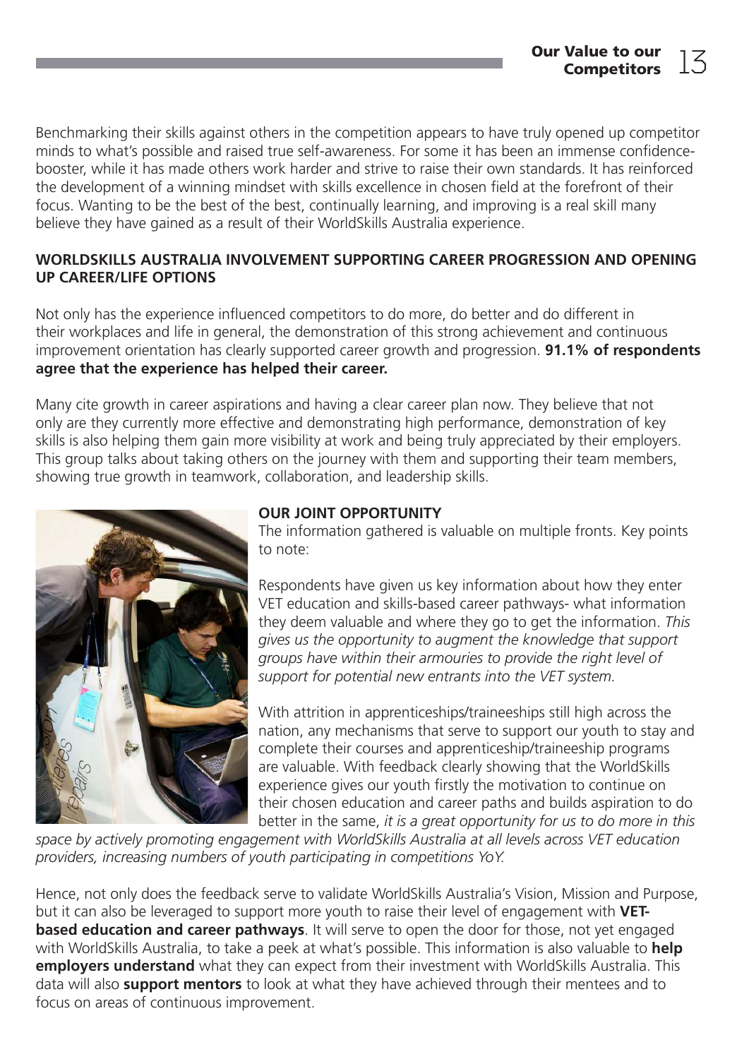Benchmarking their skills against others in the competition appears to have truly opened up competitor minds to what's possible and raised true self-awareness. For some it has been an immense confidence-booster, while it has made others work harder and strive to raise their own standards. It has reinforced the development of a winning mindset with skills excellence in chosen field at the forefront of their focus. Wanting to be the best of the best, continually learning, and improving is a real skill many believe they have gained as a result of their WorldSkills Australia experience.

### WORLDSKILLS AUSTRALIA INVOLVEMENT SUPPORTING CAREER PROGRESSION AND OPENING UP CAREER/LIFE OPTIONS

Not only has the experience influenced competitors to do more, do better and do different in their workplaces and life in general, the demonstration of this strong achievement and continuous improvement orientation has clearly supported career growth and progression. **91.1% of respondents agree that the experience has helped their career.**

Many cite growth in career aspirations and having a clear career plan now. They believe that not only are they currently more effective and demonstrating high performance, demonstration of key skills is also helping them gain more visibility at work and being truly appreciated by their employers. This group talks about taking others on the journey with them and supporting their team members, showing true growth in teamwork, collaboration, and leadership skills.

### OUR JOINT OPPORTUNITY

The information gathered is valuable on multiple fronts. Key points to note:

Respondents have given us key information about how they enter VET education and skills-based career pathways- what information they deem valuable and where they go to get the information. *This gives us the opportunity to augment the knowledge that support groups have within their armouries to provide the right level of support for potential new entrants into the VET system.*

With attrition in apprenticeships/traineeships still high across the nation, any mechanisms that serve to support our youth to stay and complete their courses and apprenticeship/traineeship programs are valuable. With feedback clearly showing that the WorldSkills experience gives our youth firstly the motivation to continue on their chosen education and career paths and builds aspiration to do better in the same, *it is a great opportunity for us to do more in this space by actively promoting engagement with WorldSkills Australia at all levels across VET education providers, increasing numbers of youth participating in competitions YoY.*

Hence, not only does the feedback serve to validate WorldSkills Australia's Vision, Mission and Purpose, but it can also be leveraged to support more youth to raise their level of engagement with **VET-based education and career pathways**. It will serve to open the door for those, not yet engaged with WorldSkills Australia, to take a peek at what's possible. This information is also valuable to **help employers understand** what they can expect from their investment with WorldSkills Australia. This data will also **support mentors** to look at what they have achieved through their mentees and to focus on areas of continuous improvement.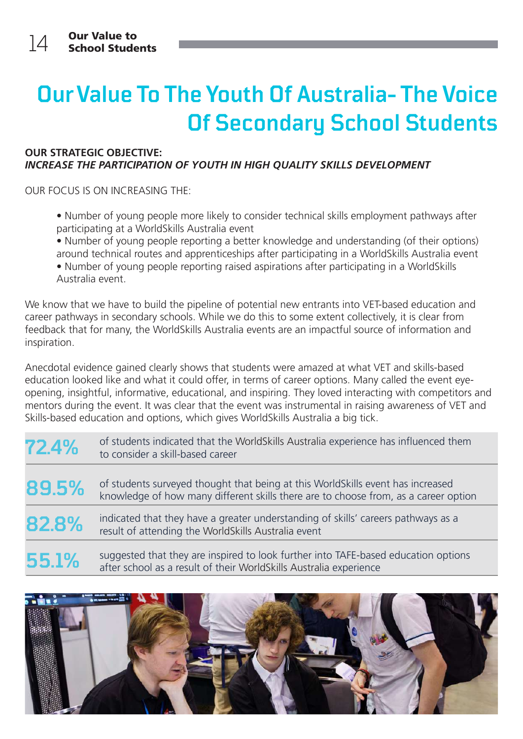# Our Value To The Youth Of Australia- The Voice Of Secondary School Students

**OUR STRATEGIC OBJECTIVE:**
***INCREASE THE PARTICIPATION OF YOUTH IN HIGH QUALITY SKILLS DEVELOPMENT***

OUR FOCUS IS ON INCREASING THE:

- Number of young people more likely to consider technical skills employment pathways after participating at a WorldSkills Australia event
- Number of young people reporting a better knowledge and understanding (of their options) around technical routes and apprenticeships after participating in a WorldSkills Australia event
- Number of young people reporting raised aspirations after participating in a WorldSkills Australia event.

We know that we have to build the pipeline of potential new entrants into VET-based education and career pathways in secondary schools. While we do this to some extent collectively, it is clear from feedback that for many, the WorldSkills Australia events are an impactful source of information and inspiration.

Anecdotal evidence gained clearly shows that students were amazed at what VET and skills-based education looked like and what it could offer, in terms of career options. Many called the event eye-opening, insightful, informative, educational, and inspiring. They loved interacting with competitors and mentors during the event. It was clear that the event was instrumental in raising awareness of VET and Skills-based education and options, which gives WorldSkills Australia a big tick.

| | |
|---|---|
| **72.4%** | of students indicated that the WorldSkills Australia experience has influenced them to consider a skill-based career |
| **89.5%** | of students surveyed thought that being at this WorldSkills event has increased knowledge of how many different skills there are to choose from, as a career option |
| **82.8%** | indicated that they have a greater understanding of skills' careers pathways as a result of attending the WorldSkills Australia event |
| **55.1%** | suggested that they are inspired to look further into TAFE-based education options after school as a result of their WorldSkills Australia experience |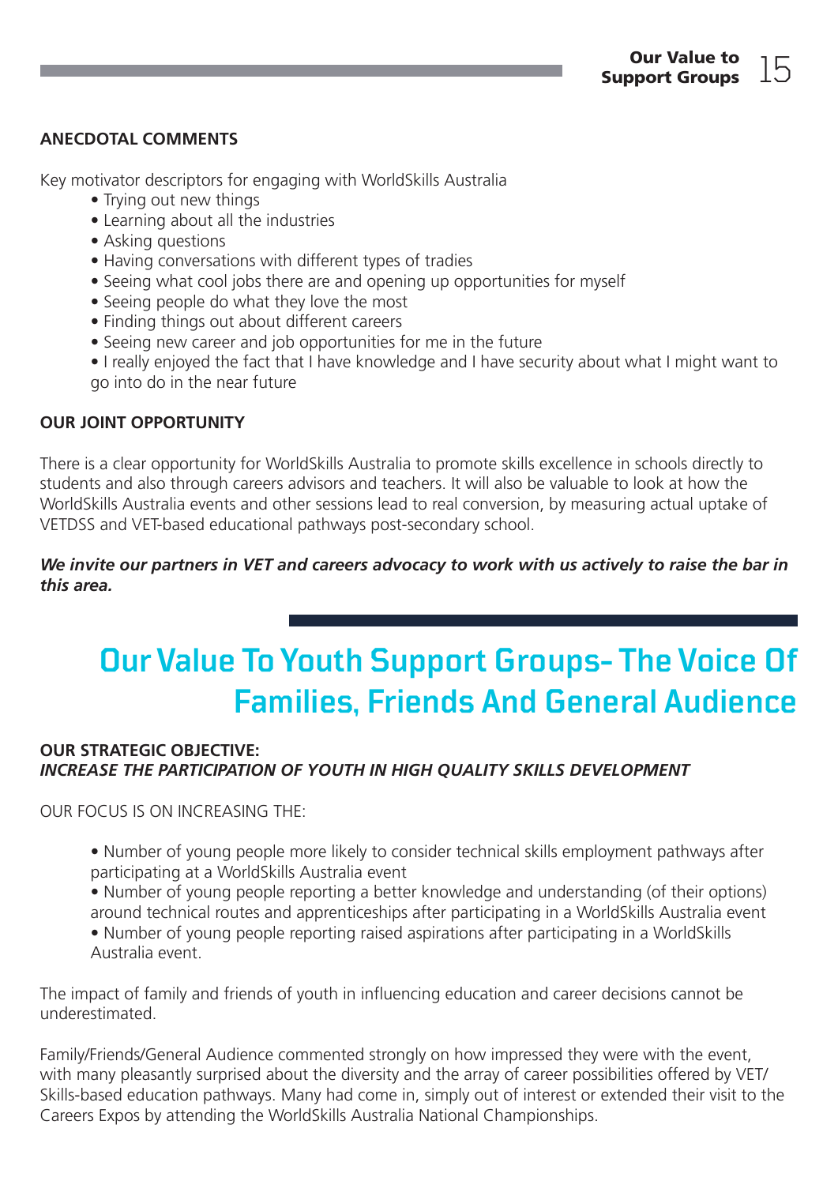**ANECDOTAL COMMENTS**

Key motivator descriptors for engaging with WorldSkills Australia

- Trying out new things
- Learning about all the industries
- Asking questions
- Having conversations with different types of tradies
- Seeing what cool jobs there are and opening up opportunities for myself
- Seeing people do what they love the most
- Finding things out about different careers
- Seeing new career and job opportunities for me in the future
- I really enjoyed the fact that I have knowledge and I have security about what I might want to go into do in the near future

**OUR JOINT OPPORTUNITY**

There is a clear opportunity for WorldSkills Australia to promote skills excellence in schools directly to students and also through careers advisors and teachers. It will also be valuable to look at how the WorldSkills Australia events and other sessions lead to real conversion, by measuring actual uptake of VETDSS and VET-based educational pathways post-secondary school.

***We invite our partners in VET and careers advocacy to work with us actively to raise the bar in this area.***

# Our Value To Youth Support Groups- The Voice Of Families, Friends And General Audience

**OUR STRATEGIC OBJECTIVE:**
***INCREASE THE PARTICIPATION OF YOUTH IN HIGH QUALITY SKILLS DEVELOPMENT***

OUR FOCUS IS ON INCREASING THE:

- Number of young people more likely to consider technical skills employment pathways after participating at a WorldSkills Australia event
- Number of young people reporting a better knowledge and understanding (of their options) around technical routes and apprenticeships after participating in a WorldSkills Australia event
- Number of young people reporting raised aspirations after participating in a WorldSkills Australia event.

The impact of family and friends of youth in influencing education and career decisions cannot be underestimated.

Family/Friends/General Audience commented strongly on how impressed they were with the event, with many pleasantly surprised about the diversity and the array of career possibilities offered by VET/Skills-based education pathways. Many had come in, simply out of interest or extended their visit to the Careers Expos by attending the WorldSkills Australia National Championships.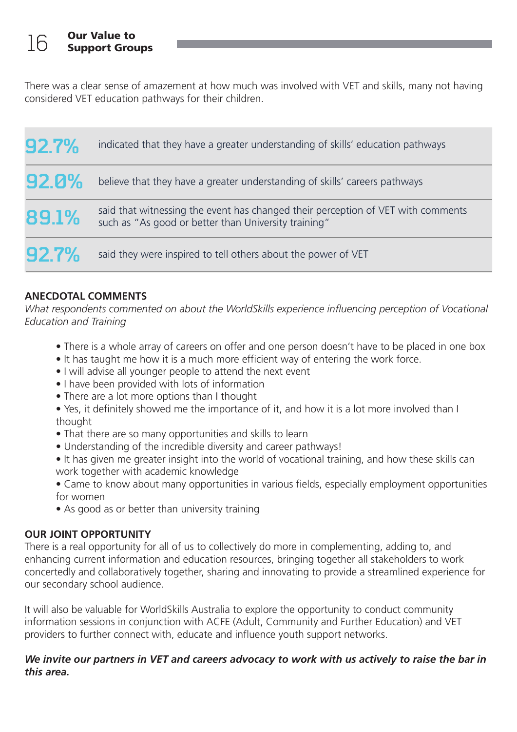## Our Value to Support Groups

There was a clear sense of amazement at how much was involved with VET and skills, many not having considered VET education pathways for their children.

| | |
|---|---|
| **92.7%** | indicated that they have a greater understanding of skills' education pathways |
| **92.0%** | believe that they have a greater understanding of skills' careers pathways |
| **89.1%** | said that witnessing the event has changed their perception of VET with comments such as "As good or better than University training" |
| **92.7%** | said they were inspired to tell others about the power of VET |

### ANECDOTAL COMMENTS

*What respondents commented on about the WorldSkills experience influencing perception of Vocational Education and Training*

- There is a whole array of careers on offer and one person doesn't have to be placed in one box
- It has taught me how it is a much more efficient way of entering the work force.
- I will advise all younger people to attend the next event
- I have been provided with lots of information
- There are a lot more options than I thought
- Yes, it definitely showed me the importance of it, and how it is a lot more involved than I thought
- That there are so many opportunities and skills to learn
- Understanding of the incredible diversity and career pathways!
- It has given me greater insight into the world of vocational training, and how these skills can work together with academic knowledge
- Came to know about many opportunities in various fields, especially employment opportunities for women
- As good as or better than university training

### OUR JOINT OPPORTUNITY

There is a real opportunity for all of us to collectively do more in complementing, adding to, and enhancing current information and education resources, bringing together all stakeholders to work concertedly and collaboratively together, sharing and innovating to provide a streamlined experience for our secondary school audience.

It will also be valuable for WorldSkills Australia to explore the opportunity to conduct community information sessions in conjunction with ACFE (Adult, Community and Further Education) and VET providers to further connect with, educate and influence youth support networks.

***We invite our partners in VET and careers advocacy to work with us actively to raise the bar in this area.***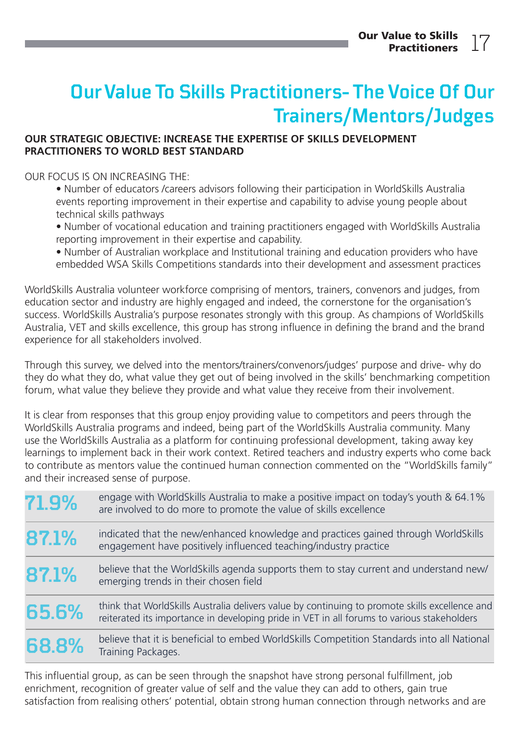# Our Value To Skills Practitioners- The Voice Of Our Trainers/Mentors/Judges

**OUR STRATEGIC OBJECTIVE: INCREASE THE EXPERTISE OF SKILLS DEVELOPMENT PRACTITIONERS TO WORLD BEST STANDARD**

OUR FOCUS IS ON INCREASING THE:

- Number of educators /careers advisors following their participation in WorldSkills Australia events reporting improvement in their expertise and capability to advise young people about technical skills pathways
- Number of vocational education and training practitioners engaged with WorldSkills Australia reporting improvement in their expertise and capability.
- Number of Australian workplace and Institutional training and education providers who have embedded WSA Skills Competitions standards into their development and assessment practices

WorldSkills Australia volunteer workforce comprising of mentors, trainers, convenors and judges, from education sector and industry are highly engaged and indeed, the cornerstone for the organisation's success. WorldSkills Australia's purpose resonates strongly with this group. As champions of WorldSkills Australia, VET and skills excellence, this group has strong influence in defining the brand and the brand experience for all stakeholders involved.

Through this survey, we delved into the mentors/trainers/convenors/judges' purpose and drive- why do they do what they do, what value they get out of being involved in the skills' benchmarking competition forum, what value they believe they provide and what value they receive from their involvement.

It is clear from responses that this group enjoy providing value to competitors and peers through the WorldSkills Australia programs and indeed, being part of the WorldSkills Australia community. Many use the WorldSkills Australia as a platform for continuing professional development, taking away key learnings to implement back in their work context. Retired teachers and industry experts who come back to contribute as mentors value the continued human connection commented on the "WorldSkills family" and their increased sense of purpose.

| | |
|---|---|
| **71.9%** | engage with WorldSkills Australia to make a positive impact on today's youth & 64.1% are involved to do more to promote the value of skills excellence |
| **87.1%** | indicated that the new/enhanced knowledge and practices gained through WorldSkills engagement have positively influenced teaching/industry practice |
| **87.1%** | believe that the WorldSkills agenda supports them to stay current and understand new/ emerging trends in their chosen field |
| **65.6%** | think that WorldSkills Australia delivers value by continuing to promote skills excellence and reiterated its importance in developing pride in VET in all forums to various stakeholders |
| **68.8%** | believe that it is beneficial to embed WorldSkills Competition Standards into all National Training Packages. |

This influential group, as can be seen through the snapshot have strong personal fulfillment, job enrichment, recognition of greater value of self and the value they can add to others, gain true satisfaction from realising others' potential, obtain strong human connection through networks and are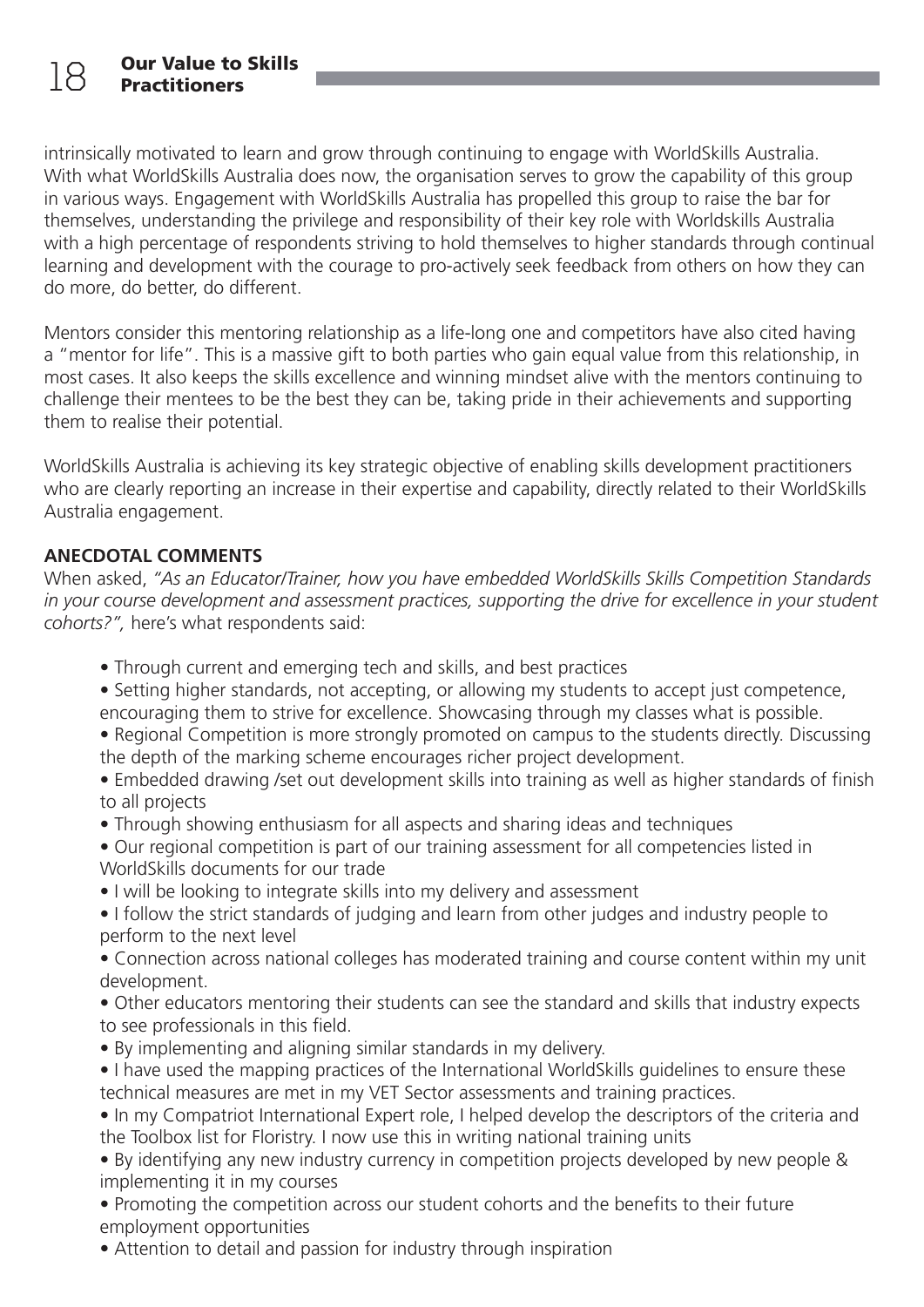intrinsically motivated to learn and grow through continuing to engage with WorldSkills Australia. With what WorldSkills Australia does now, the organisation serves to grow the capability of this group in various ways. Engagement with WorldSkills Australia has propelled this group to raise the bar for themselves, understanding the privilege and responsibility of their key role with Worldskills Australia with a high percentage of respondents striving to hold themselves to higher standards through continual learning and development with the courage to pro-actively seek feedback from others on how they can do more, do better, do different.

Mentors consider this mentoring relationship as a life-long one and competitors have also cited having a "mentor for life". This is a massive gift to both parties who gain equal value from this relationship, in most cases. It also keeps the skills excellence and winning mindset alive with the mentors continuing to challenge their mentees to be the best they can be, taking pride in their achievements and supporting them to realise their potential.

WorldSkills Australia is achieving its key strategic objective of enabling skills development practitioners who are clearly reporting an increase in their expertise and capability, directly related to their WorldSkills Australia engagement.

**ANECDOTAL COMMENTS**

When asked, *"As an Educator/Trainer, how you have embedded WorldSkills Skills Competition Standards in your course development and assessment practices, supporting the drive for excellence in your student cohorts?",* here's what respondents said:

- Through current and emerging tech and skills, and best practices
- Setting higher standards, not accepting, or allowing my students to accept just competence, encouraging them to strive for excellence. Showcasing through my classes what is possible.
- Regional Competition is more strongly promoted on campus to the students directly. Discussing the depth of the marking scheme encourages richer project development.
- Embedded drawing /set out development skills into training as well as higher standards of finish to all projects
- Through showing enthusiasm for all aspects and sharing ideas and techniques
- Our regional competition is part of our training assessment for all competencies listed in WorldSkills documents for our trade
- I will be looking to integrate skills into my delivery and assessment
- I follow the strict standards of judging and learn from other judges and industry people to perform to the next level
- Connection across national colleges has moderated training and course content within my unit development.
- Other educators mentoring their students can see the standard and skills that industry expects to see professionals in this field.
- By implementing and aligning similar standards in my delivery.
- I have used the mapping practices of the International WorldSkills guidelines to ensure these technical measures are met in my VET Sector assessments and training practices.
- In my Compatriot International Expert role, I helped develop the descriptors of the criteria and the Toolbox list for Floristry. I now use this in writing national training units
- By identifying any new industry currency in competition projects developed by new people & implementing it in my courses
- Promoting the competition across our student cohorts and the benefits to their future employment opportunities
- Attention to detail and passion for industry through inspiration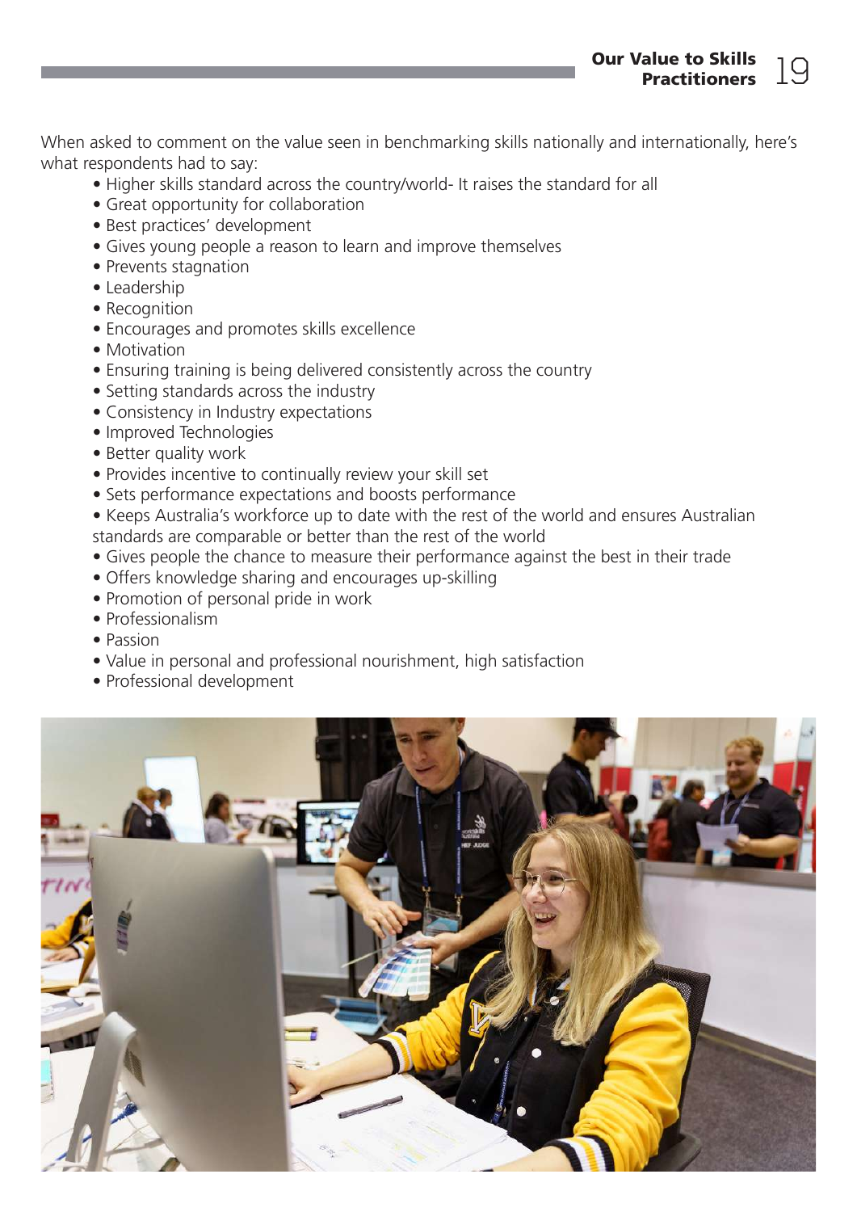When asked to comment on the value seen in benchmarking skills nationally and internationally, here's what respondents had to say:

- Higher skills standard across the country/world- It raises the standard for all
- Great opportunity for collaboration
- Best practices' development
- Gives young people a reason to learn and improve themselves
- Prevents stagnation
- Leadership
- Recognition
- Encourages and promotes skills excellence
- Motivation
- Ensuring training is being delivered consistently across the country
- Setting standards across the industry
- Consistency in Industry expectations
- Improved Technologies
- Better quality work
- Provides incentive to continually review your skill set
- Sets performance expectations and boosts performance
- Keeps Australia's workforce up to date with the rest of the world and ensures Australian standards are comparable or better than the rest of the world
- Gives people the chance to measure their performance against the best in their trade
- Offers knowledge sharing and encourages up-skilling
- Promotion of personal pride in work
- Professionalism
- Passion
- Value in personal and professional nourishment, high satisfaction
- Professional development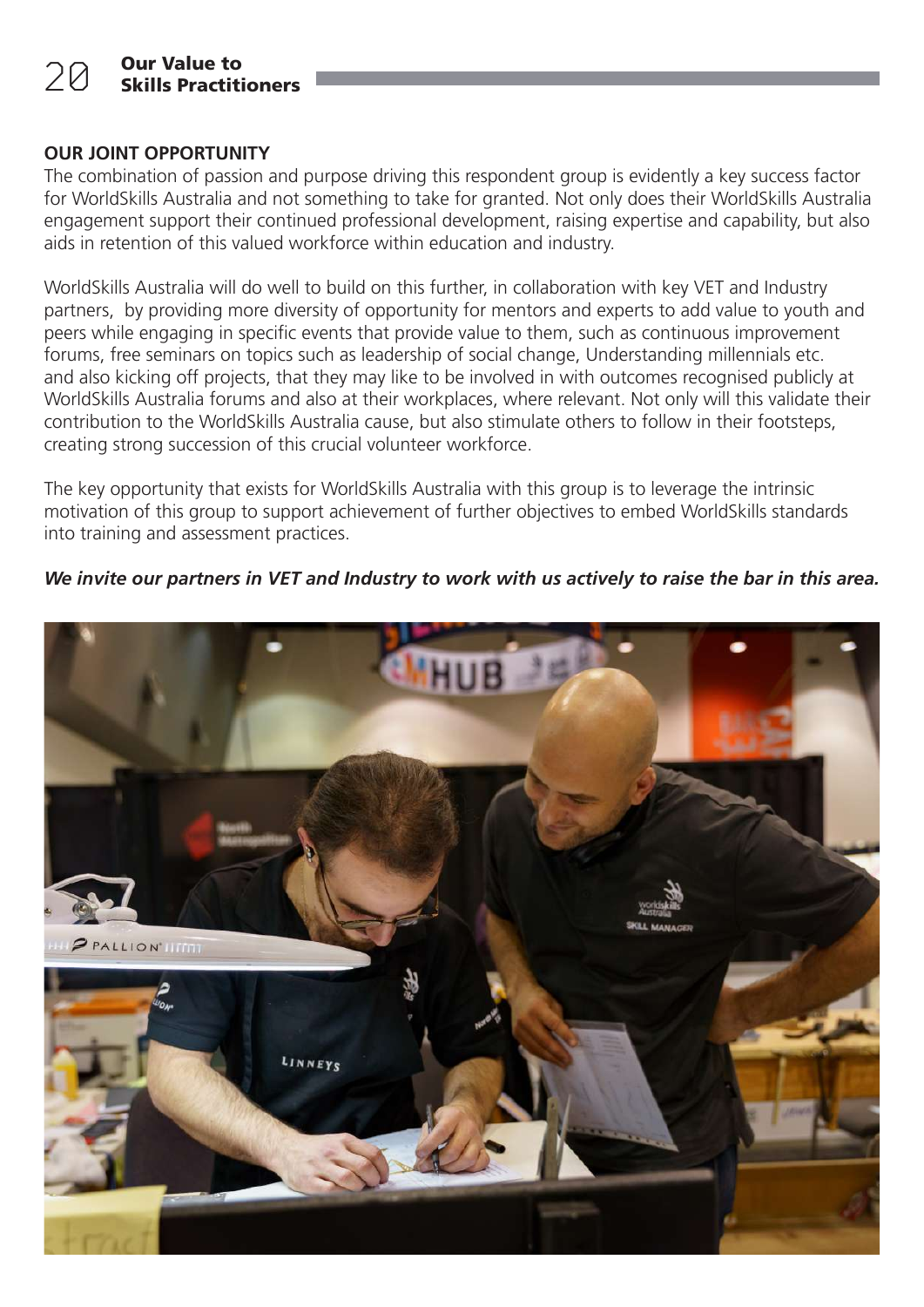## OUR JOINT OPPORTUNITY

The combination of passion and purpose driving this respondent group is evidently a key success factor for WorldSkills Australia and not something to take for granted. Not only does their WorldSkills Australia engagement support their continued professional development, raising expertise and capability, but also aids in retention of this valued workforce within education and industry.

WorldSkills Australia will do well to build on this further, in collaboration with key VET and Industry partners, by providing more diversity of opportunity for mentors and experts to add value to youth and peers while engaging in specific events that provide value to them, such as continuous improvement forums, free seminars on topics such as leadership of social change, Understanding millennials etc. and also kicking off projects, that they may like to be involved in with outcomes recognised publicly at WorldSkills Australia forums and also at their workplaces, where relevant. Not only will this validate their contribution to the WorldSkills Australia cause, but also stimulate others to follow in their footsteps, creating strong succession of this crucial volunteer workforce.

The key opportunity that exists for WorldSkills Australia with this group is to leverage the intrinsic motivation of this group to support achievement of further objectives to embed WorldSkills standards into training and assessment practices.

***We invite our partners in VET and Industry to work with us actively to raise the bar in this area.***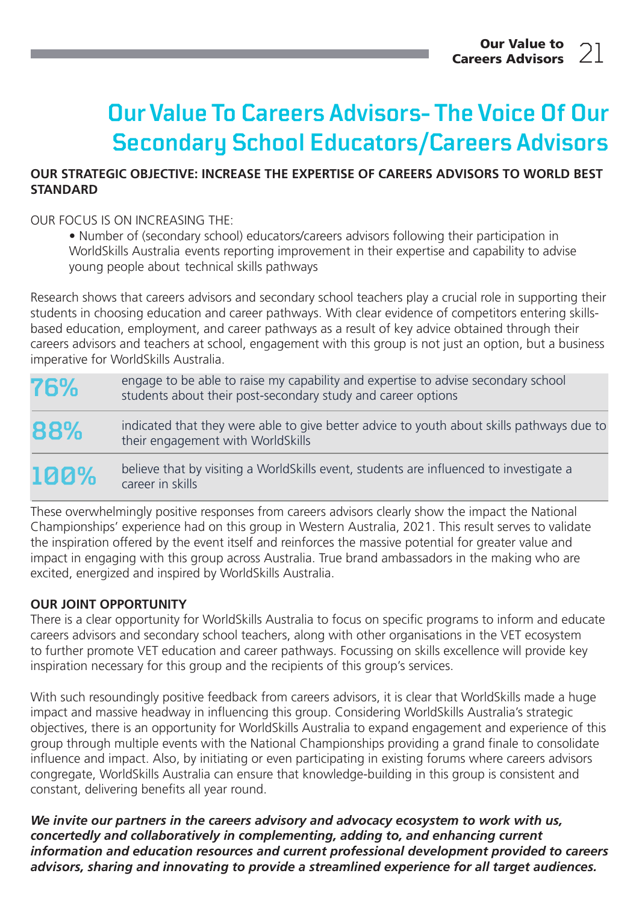# Our Value To Careers Advisors- The Voice Of Our Secondary School Educators/Careers Advisors

**OUR STRATEGIC OBJECTIVE: INCREASE THE EXPERTISE OF CAREERS ADVISORS TO WORLD BEST STANDARD**

OUR FOCUS IS ON INCREASING THE:

- Number of (secondary school) educators/careers advisors following their participation in WorldSkills Australia events reporting improvement in their expertise and capability to advise young people about technical skills pathways

Research shows that careers advisors and secondary school teachers play a crucial role in supporting their students in choosing education and career pathways. With clear evidence of competitors entering skills-based education, employment, and career pathways as a result of key advice obtained through their careers advisors and teachers at school, engagement with this group is not just an option, but a business imperative for WorldSkills Australia.

| | |
|---|---|
| 76% | engage to be able to raise my capability and expertise to advise secondary school students about their post-secondary study and career options |
| 88% | indicated that they were able to give better advice to youth about skills pathways due to their engagement with WorldSkills |
| 100% | believe that by visiting a WorldSkills event, students are influenced to investigate a career in skills |

These overwhelmingly positive responses from careers advisors clearly show the impact the National Championships' experience had on this group in Western Australia, 2021. This result serves to validate the inspiration offered by the event itself and reinforces the massive potential for greater value and impact in engaging with this group across Australia. True brand ambassadors in the making who are excited, energized and inspired by WorldSkills Australia.

**OUR JOINT OPPORTUNITY**

There is a clear opportunity for WorldSkills Australia to focus on specific programs to inform and educate careers advisors and secondary school teachers, along with other organisations in the VET ecosystem to further promote VET education and career pathways. Focussing on skills excellence will provide key inspiration necessary for this group and the recipients of this group's services.

With such resoundingly positive feedback from careers advisors, it is clear that WorldSkills made a huge impact and massive headway in influencing this group. Considering WorldSkills Australia's strategic objectives, there is an opportunity for WorldSkills Australia to expand engagement and experience of this group through multiple events with the National Championships providing a grand finale to consolidate influence and impact. Also, by initiating or even participating in existing forums where careers advisors congregate, WorldSkills Australia can ensure that knowledge-building in this group is consistent and constant, delivering benefits all year round.

***We invite our partners in the careers advisory and advocacy ecosystem to work with us, concertedly and collaboratively in complementing, adding to, and enhancing current information and education resources and current professional development provided to careers advisors, sharing and innovating to provide a streamlined experience for all target audiences.***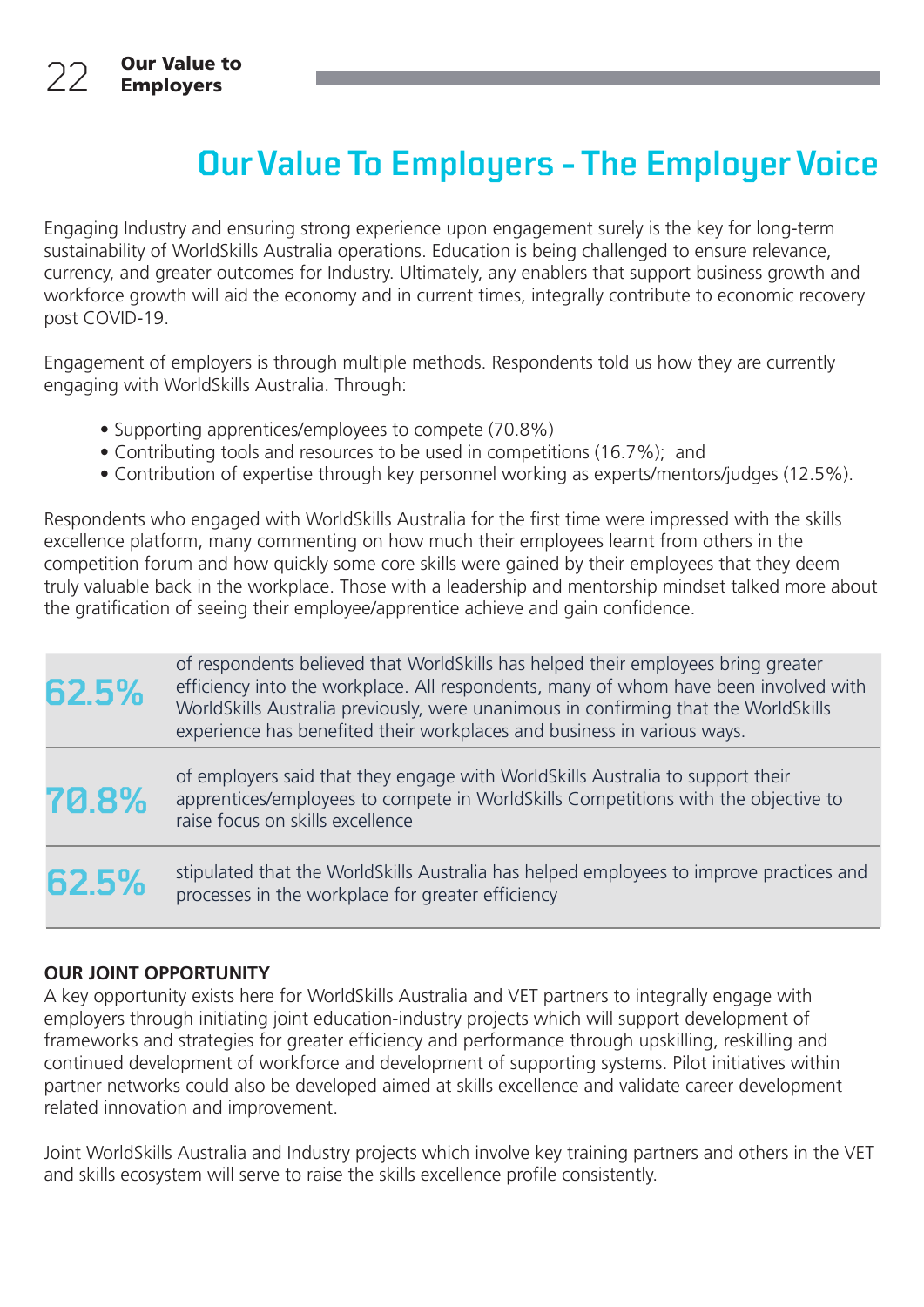# Our Value To Employers - The Employer Voice

Engaging Industry and ensuring strong experience upon engagement surely is the key for long-term sustainability of WorldSkills Australia operations. Education is being challenged to ensure relevance, currency, and greater outcomes for Industry. Ultimately, any enablers that support business growth and workforce growth will aid the economy and in current times, integrally contribute to economic recovery post COVID-19.

Engagement of employers is through multiple methods. Respondents told us how they are currently engaging with WorldSkills Australia. Through:

- Supporting apprentices/employees to compete (70.8%)
- Contributing tools and resources to be used in competitions (16.7%); and
- Contribution of expertise through key personnel working as experts/mentors/judges (12.5%).

Respondents who engaged with WorldSkills Australia for the first time were impressed with the skills excellence platform, many commenting on how much their employees learnt from others in the competition forum and how quickly some core skills were gained by their employees that they deem truly valuable back in the workplace. Those with a leadership and mentorship mindset talked more about the gratification of seeing their employee/apprentice achieve and gain confidence.

| | |
|---|---|
| **62.5%** | of respondents believed that WorldSkills has helped their employees bring greater efficiency into the workplace. All respondents, many of whom have been involved with WorldSkills Australia previously, were unanimous in confirming that the WorldSkills experience has benefited their workplaces and business in various ways. |
| **70.8%** | of employers said that they engage with WorldSkills Australia to support their apprentices/employees to compete in WorldSkills Competitions with the objective to raise focus on skills excellence |
| **62.5%** | stipulated that the WorldSkills Australia has helped employees to improve practices and processes in the workplace for greater efficiency |

**OUR JOINT OPPORTUNITY**

A key opportunity exists here for WorldSkills Australia and VET partners to integrally engage with employers through initiating joint education-industry projects which will support development of frameworks and strategies for greater efficiency and performance through upskilling, reskilling and continued development of workforce and development of supporting systems. Pilot initiatives within partner networks could also be developed aimed at skills excellence and validate career development related innovation and improvement.

Joint WorldSkills Australia and Industry projects which involve key training partners and others in the VET and skills ecosystem will serve to raise the skills excellence profile consistently.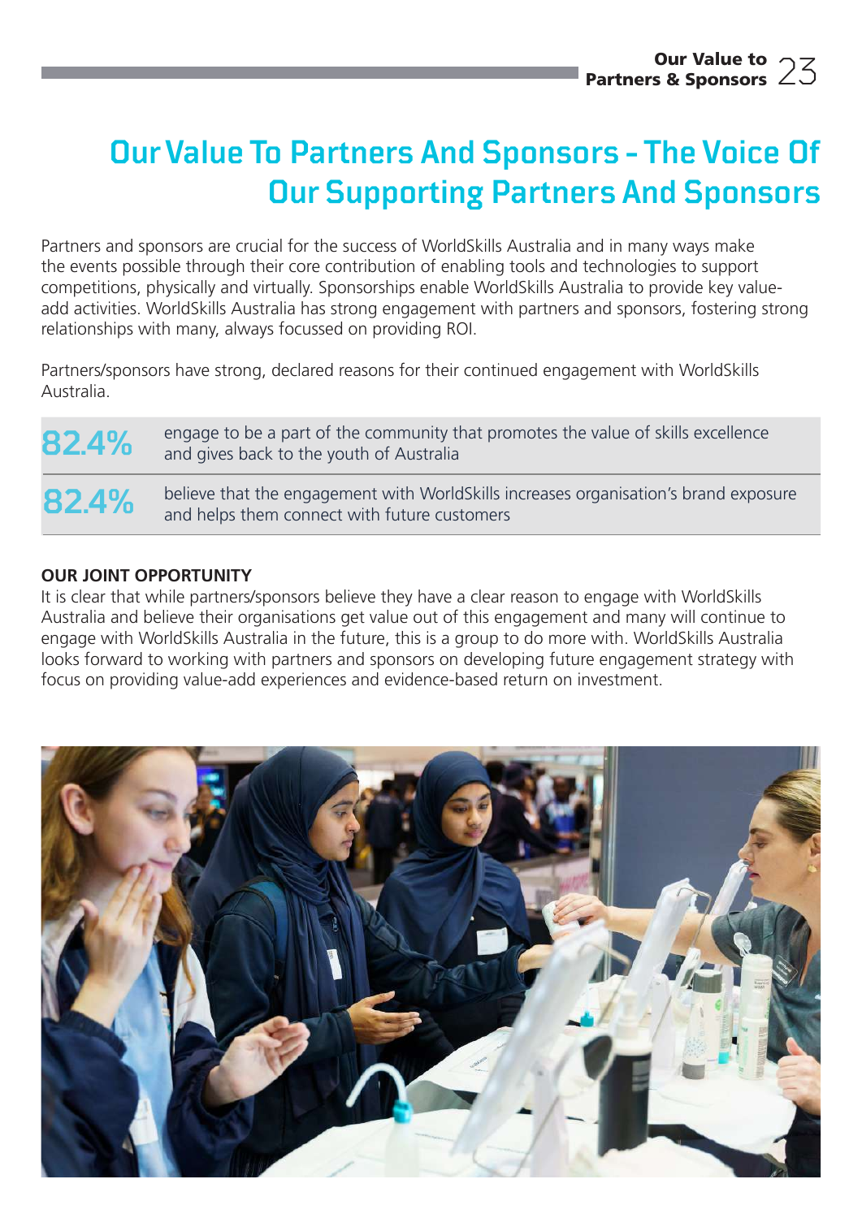# Our Value To Partners And Sponsors - The Voice Of Our Supporting Partners And Sponsors

Partners and sponsors are crucial for the success of WorldSkills Australia and in many ways make the events possible through their core contribution of enabling tools and technologies to support competitions, physically and virtually. Sponsorships enable WorldSkills Australia to provide key value-add activities. WorldSkills Australia has strong engagement with partners and sponsors, fostering strong relationships with many, always focussed on providing ROI.

Partners/sponsors have strong, declared reasons for their continued engagement with WorldSkills Australia.

| | |
|---|---|
| **82.4%** | engage to be a part of the community that promotes the value of skills excellence and gives back to the youth of Australia |
| **82.4%** | believe that the engagement with WorldSkills increases organisation's brand exposure and helps them connect with future customers |

**OUR JOINT OPPORTUNITY**

It is clear that while partners/sponsors believe they have a clear reason to engage with WorldSkills Australia and believe their organisations get value out of this engagement and many will continue to engage with WorldSkills Australia in the future, this is a group to do more with. WorldSkills Australia looks forward to working with partners and sponsors on developing future engagement strategy with focus on providing value-add experiences and evidence-based return on investment.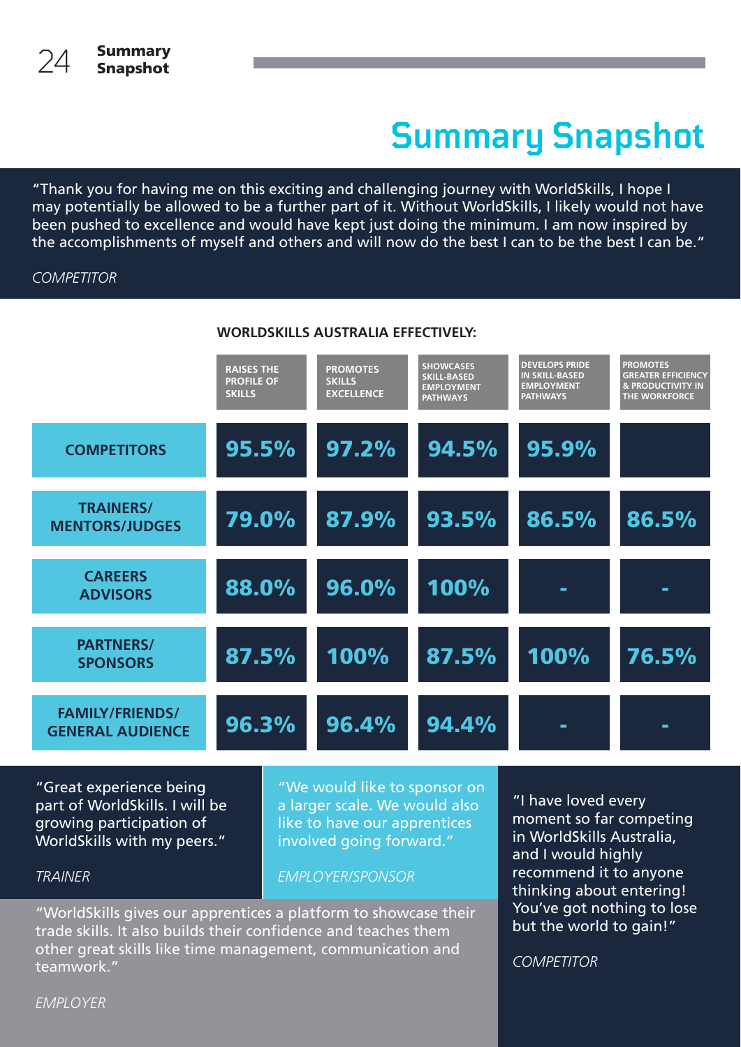# Summary Snapshot

"Thank you for having me on this exciting and challenging journey with WorldSkills, I hope I may potentially be allowed to be a further part of it. Without WorldSkills, I likely would not have been pushed to excellence and would have kept just doing the minimum. I am now inspired by the accomplishments of myself and others and will now do the best I can to be the best I can be."

*COMPETITOR*

**WORLDSKILLS AUSTRALIA EFFECTIVELY:**

| | RAISES THE PROFILE OF SKILLS | PROMOTES SKILLS EXCELLENCE | SHOWCASES SKILL-BASED EMPLOYMENT PATHWAYS | DEVELOPS PRIDE IN SKILL-BASED EMPLOYMENT PATHWAYS | PROMOTES GREATER EFFICIENCY & PRODUCTIVITY IN THE WORKFORCE |
|---|---|---|---|---|---|
| COMPETITORS | 95.5% | 97.2% | 94.5% | 95.9% | |
| TRAINERS/ MENTORS/JUDGES | 79.0% | 87.9% | 93.5% | 86.5% | 86.5% |
| CAREERS ADVISORS | 88.0% | 96.0% | 100% | - | - |
| PARTNERS/ SPONSORS | 87.5% | 100% | 87.5% | 100% | 76.5% |
| FAMILY/FRIENDS/ GENERAL AUDIENCE | 96.3% | 96.4% | 94.4% | - | - |

"Great experience being part of WorldSkills. I will be growing participation of WorldSkills with my peers."

*TRAINER*

"We would like to sponsor on a larger scale. We would also like to have our apprentices involved going forward."

*EMPLOYER/SPONSOR*

"I have loved every moment so far competing in WorldSkills Australia, and I would highly recommend it to anyone thinking about entering! You've got nothing to lose but the world to gain!"

*COMPETITOR*

"WorldSkills gives our apprentices a platform to showcase their trade skills. It also builds their confidence and teaches them other great skills like time management, communication and teamwork."

*EMPLOYER*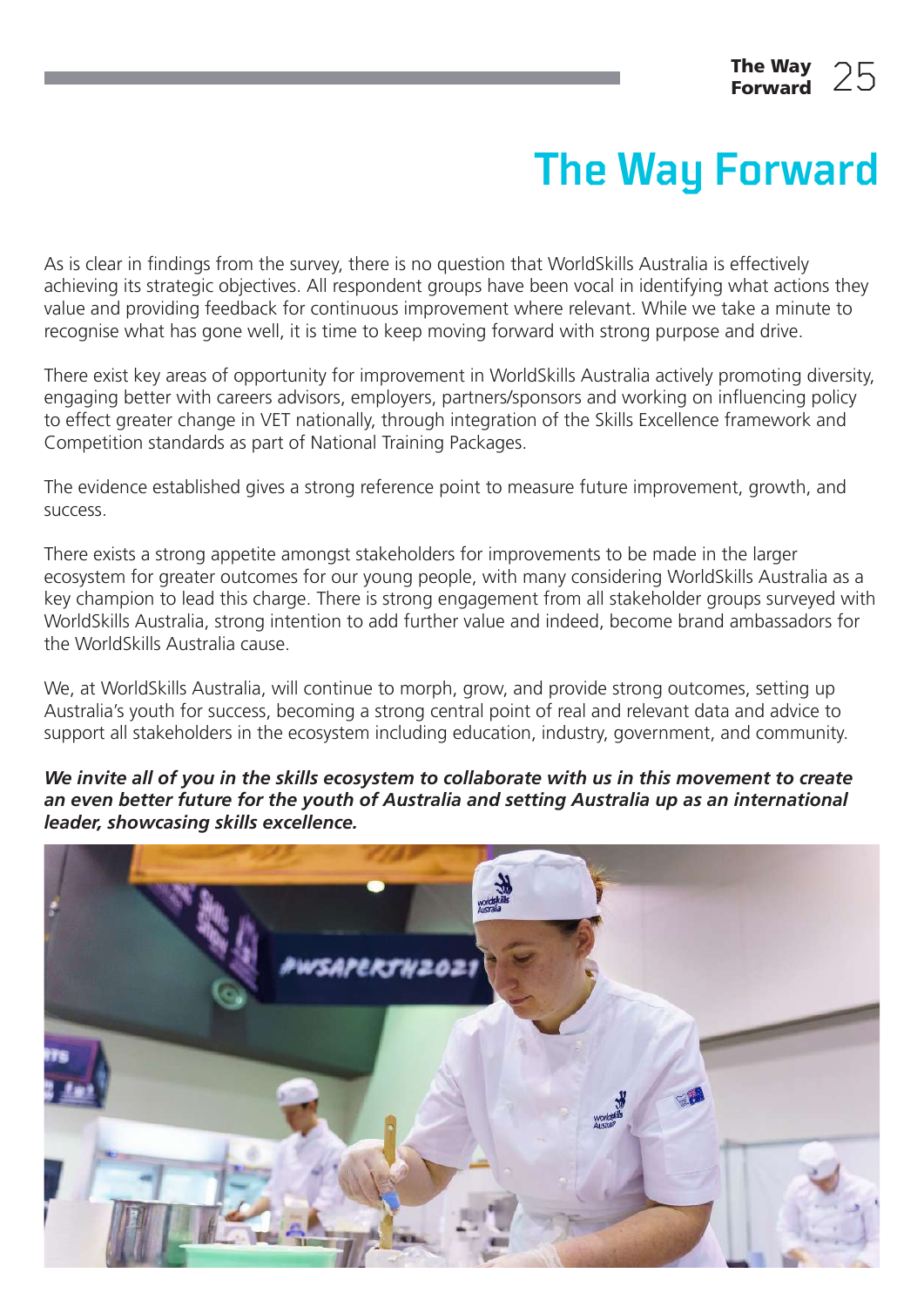# The Way Forward

As is clear in findings from the survey, there is no question that WorldSkills Australia is effectively achieving its strategic objectives. All respondent groups have been vocal in identifying what actions they value and providing feedback for continuous improvement where relevant. While we take a minute to recognise what has gone well, it is time to keep moving forward with strong purpose and drive.

There exist key areas of opportunity for improvement in WorldSkills Australia actively promoting diversity, engaging better with careers advisors, employers, partners/sponsors and working on influencing policy to effect greater change in VET nationally, through integration of the Skills Excellence framework and Competition standards as part of National Training Packages.

The evidence established gives a strong reference point to measure future improvement, growth, and success.

There exists a strong appetite amongst stakeholders for improvements to be made in the larger ecosystem for greater outcomes for our young people, with many considering WorldSkills Australia as a key champion to lead this charge. There is strong engagement from all stakeholder groups surveyed with WorldSkills Australia, strong intention to add further value and indeed, become brand ambassadors for the WorldSkills Australia cause.

We, at WorldSkills Australia, will continue to morph, grow, and provide strong outcomes, setting up Australia's youth for success, becoming a strong central point of real and relevant data and advice to support all stakeholders in the ecosystem including education, industry, government, and community.

***We invite all of you in the skills ecosystem to collaborate with us in this movement to create an even better future for the youth of Australia and setting Australia up as an international leader, showcasing skills excellence.***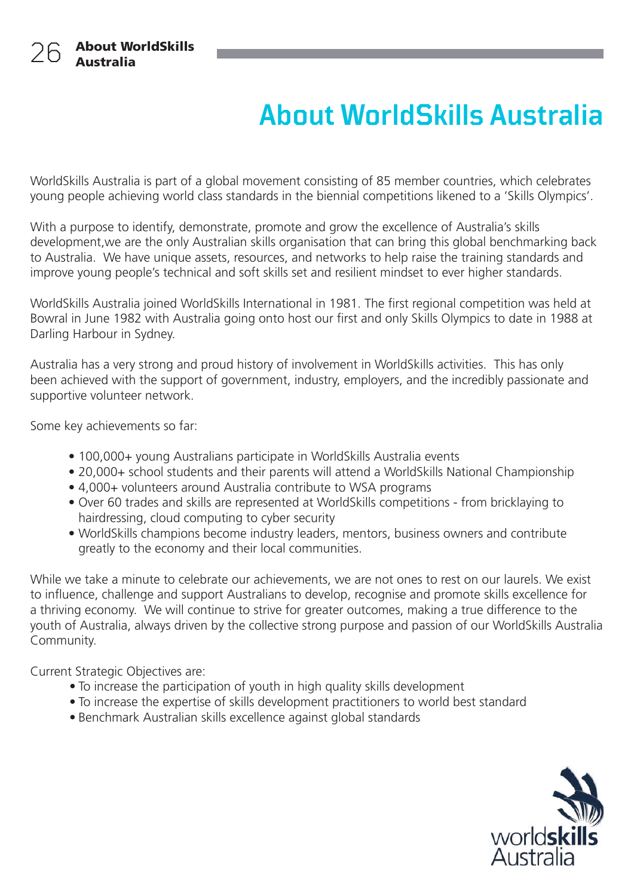# About WorldSkills Australia

WorldSkills Australia is part of a global movement consisting of 85 member countries, which celebrates young people achieving world class standards in the biennial competitions likened to a 'Skills Olympics'.

With a purpose to identify, demonstrate, promote and grow the excellence of Australia's skills development,we are the only Australian skills organisation that can bring this global benchmarking back to Australia. We have unique assets, resources, and networks to help raise the training standards and improve young people's technical and soft skills set and resilient mindset to ever higher standards.

WorldSkills Australia joined WorldSkills International in 1981. The first regional competition was held at Bowral in June 1982 with Australia going onto host our first and only Skills Olympics to date in 1988 at Darling Harbour in Sydney.

Australia has a very strong and proud history of involvement in WorldSkills activities. This has only been achieved with the support of government, industry, employers, and the incredibly passionate and supportive volunteer network.

Some key achievements so far:

- 100,000+ young Australians participate in WorldSkills Australia events
- 20,000+ school students and their parents will attend a WorldSkills National Championship
- 4,000+ volunteers around Australia contribute to WSA programs
- Over 60 trades and skills are represented at WorldSkills competitions - from bricklaying to hairdressing, cloud computing to cyber security
- WorldSkills champions become industry leaders, mentors, business owners and contribute greatly to the economy and their local communities.

While we take a minute to celebrate our achievements, we are not ones to rest on our laurels. We exist to influence, challenge and support Australians to develop, recognise and promote skills excellence for a thriving economy. We will continue to strive for greater outcomes, making a true difference to the youth of Australia, always driven by the collective strong purpose and passion of our WorldSkills Australia Community.

Current Strategic Objectives are:

- To increase the participation of youth in high quality skills development
- To increase the expertise of skills development practitioners to world best standard
- Benchmark Australian skills excellence against global standards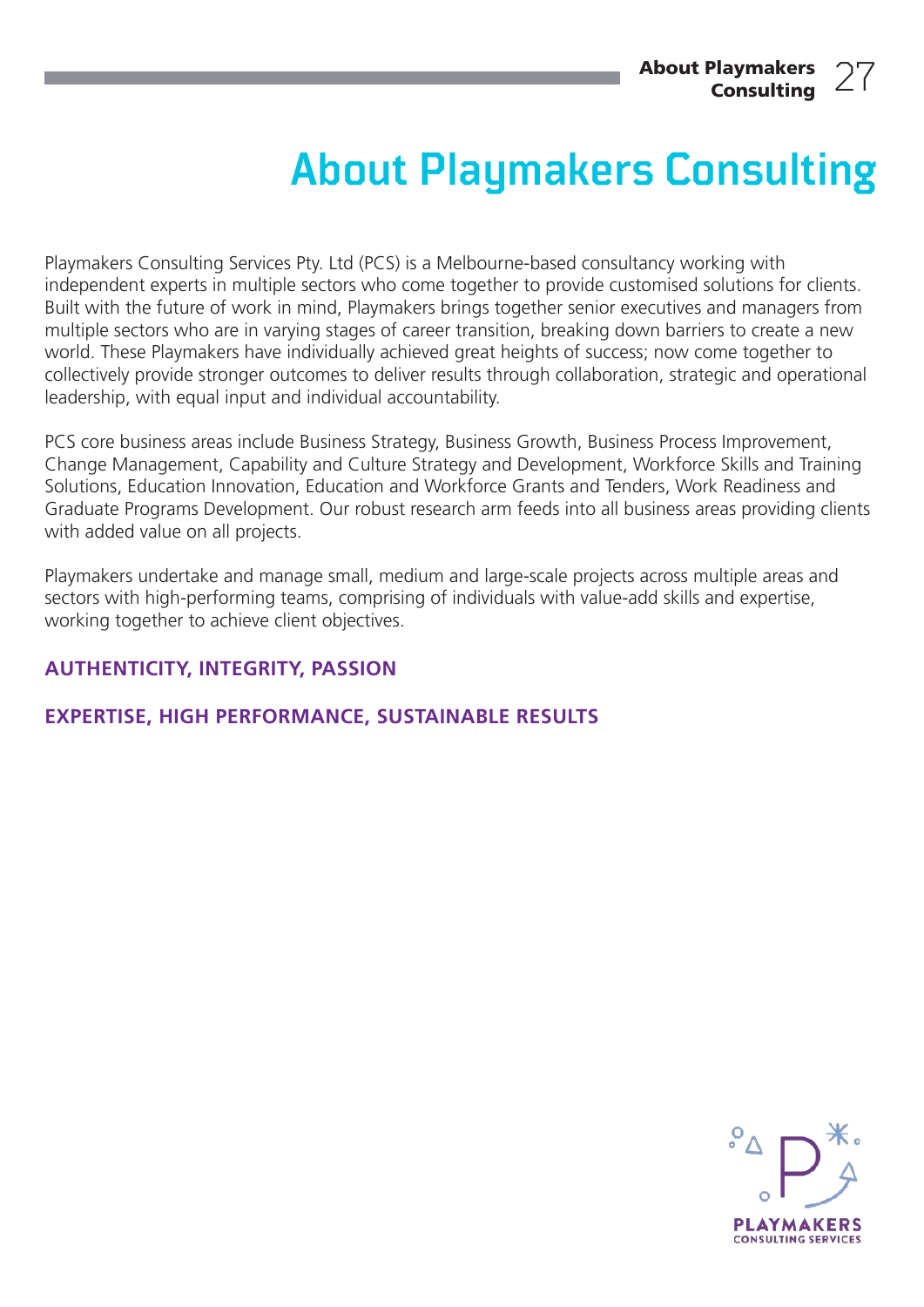# About Playmakers Consulting

Playmakers Consulting Services Pty. Ltd (PCS) is a Melbourne-based consultancy working with independent experts in multiple sectors who come together to provide customised solutions for clients. Built with the future of work in mind, Playmakers brings together senior executives and managers from multiple sectors who are in varying stages of career transition, breaking down barriers to create a new world. These Playmakers have individually achieved great heights of success; now come together to collectively provide stronger outcomes to deliver results through collaboration, strategic and operational leadership, with equal input and individual accountability.

PCS core business areas include Business Strategy, Business Growth, Business Process Improvement, Change Management, Capability and Culture Strategy and Development, Workforce Skills and Training Solutions, Education Innovation, Education and Workforce Grants and Tenders, Work Readiness and Graduate Programs Development. Our robust research arm feeds into all business areas providing clients with added value on all projects.

Playmakers undertake and manage small, medium and large-scale projects across multiple areas and sectors with high-performing teams, comprising of individuals with value-add skills and expertise, working together to achieve client objectives.

**AUTHENTICITY, INTEGRITY, PASSION**

**EXPERTISE, HIGH PERFORMANCE, SUSTAINABLE RESULTS**

PLAYMAKERS
CONSULTING SERVICES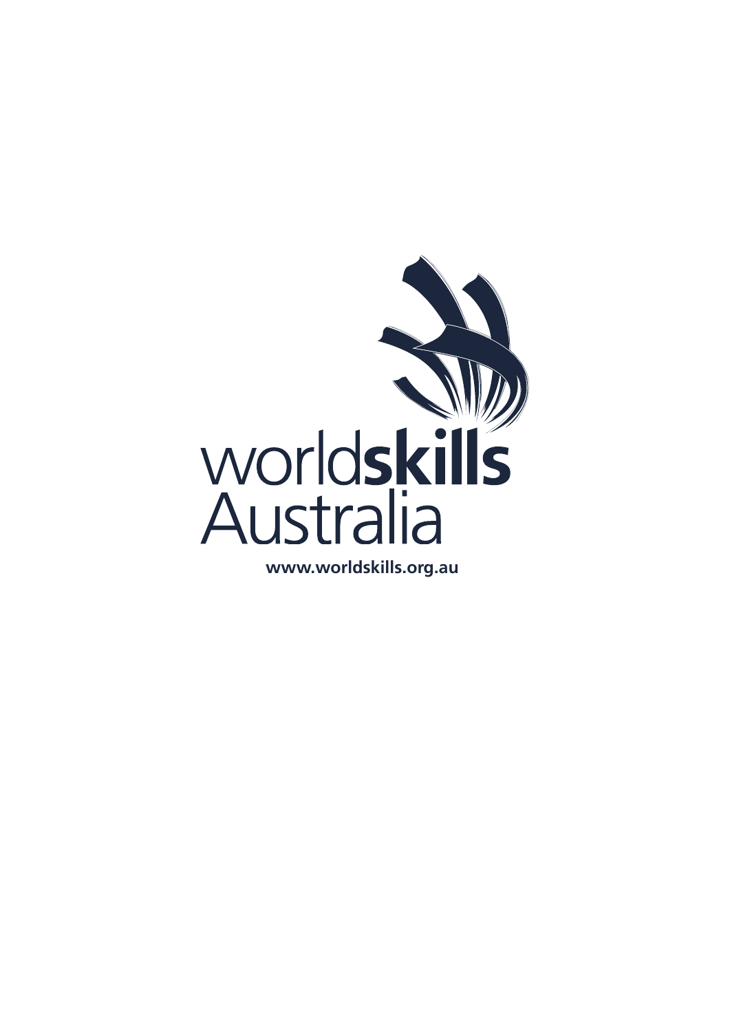worldskills Australia

www.worldskills.org.au